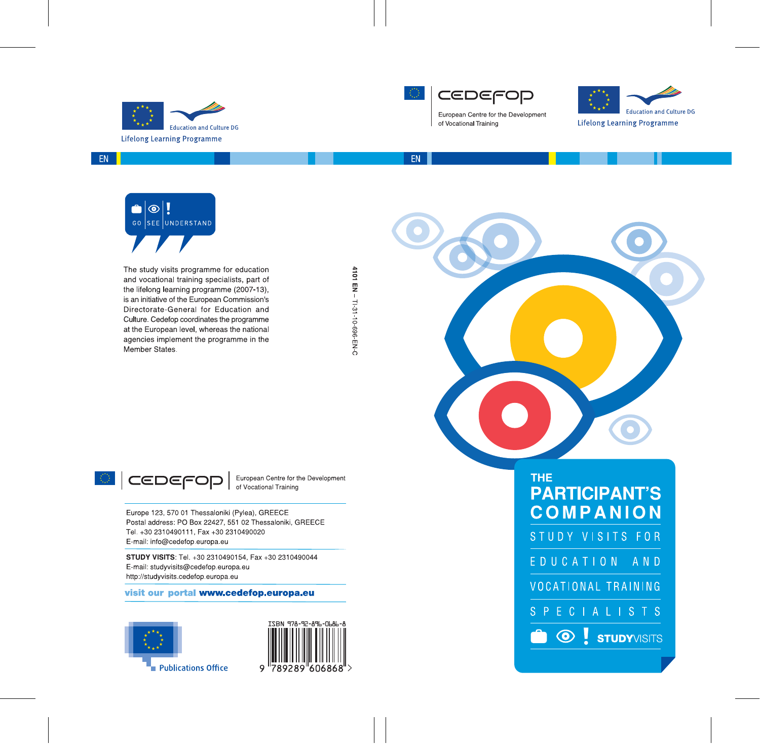# THE PARTICIPANT'S COMPANION

## STUDY VISITS FOR EDUCATION AND VOCATIONAL TRAINING SPECIALISTS

STUDYVISITS

Cedefop — European Centre for the Development of Vocational Training

Education and Culture DG — Lifelong Learning Programme

EN

GO | SEE | UNDERSTAND

The study visits programme for education and vocational training specialists, part of the lifelong learning programme (2007-13), is an initiative of the European Commission's Directorate-General for Education and Culture. Cedefop coordinates the programme at the European level, whereas the national agencies implement the programme in the Member States.

4101 EN – TI-31-10-696-EN-C

Cedefop — European Centre for the Development of Vocational Training

Europe 123, 570 01 Thessaloniki (Pylea), GREECE
Postal address: PO Box 22427, 551 02 Thessaloniki, GREECE
Tel. +30 2310490111, Fax +30 2310490020
E-mail: info@cedefop.europa.eu

**STUDY VISITS**: Tel. +30 2310490154, Fax +30 2310490044
E-mail: studyvisits@cedefop.europa.eu
http://studyvisits.cedefop.europa.eu

visit our portal **www.cedefop.europa.eu**

Publications Office

ISBN 978-92-896-0686-8

9 789289 606868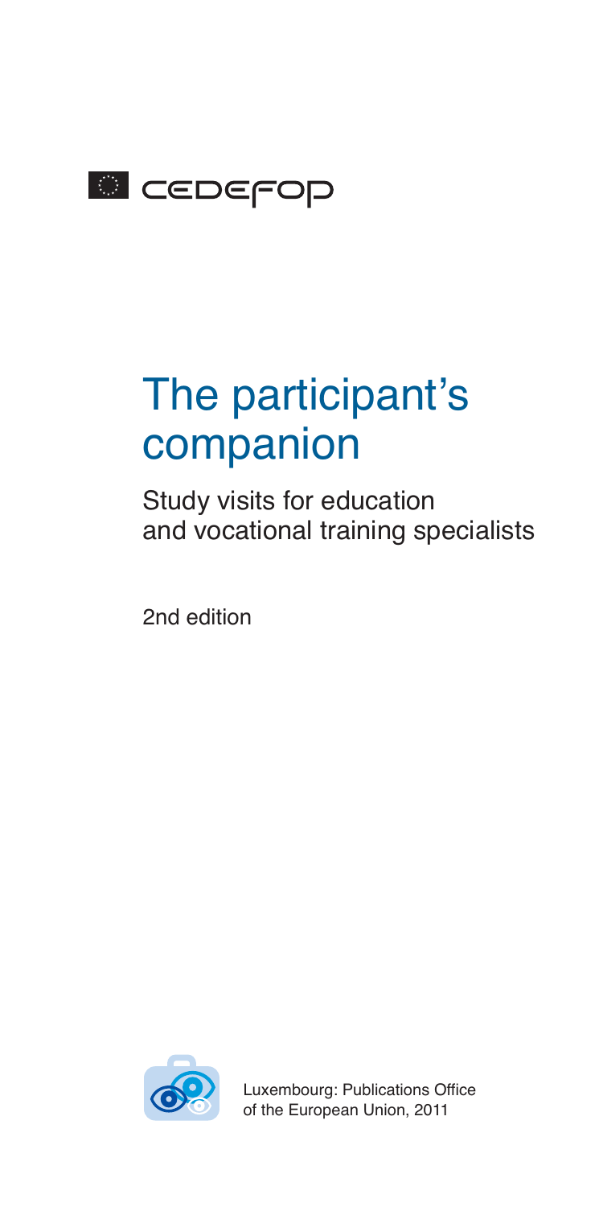CEDEFOP

# The participant's companion

## Study visits for education and vocational training specialists

2nd edition

Luxembourg: Publications Office of the European Union, 2011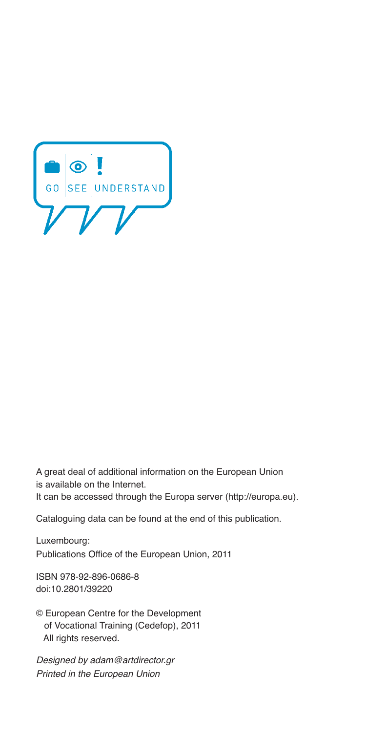GO SEE UNDERSTAND

A great deal of additional information on the European Union is available on the Internet.
It can be accessed through the Europa server (http://europa.eu).

Cataloguing data can be found at the end of this publication.

Luxembourg:
Publications Office of the European Union, 2011

ISBN 978-92-896-0686-8
doi:10.2801/39220

© European Centre for the Development of Vocational Training (Cedefop), 2011
All rights reserved.

*Designed by adam@artdirector.gr*
*Printed in the European Union*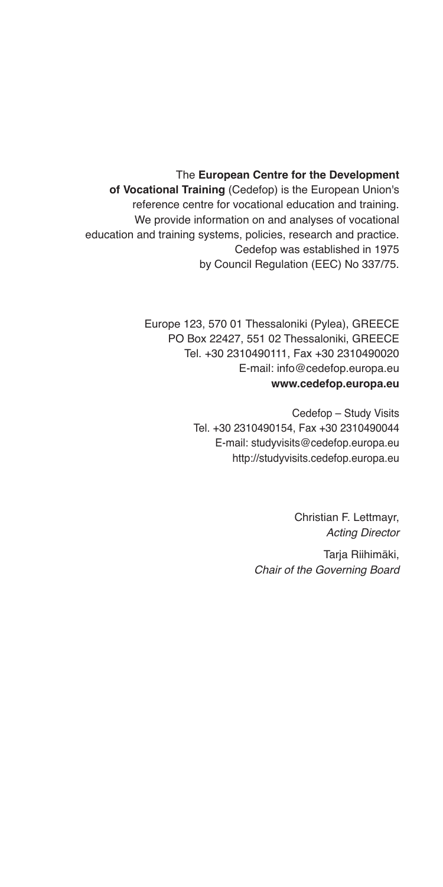The **European Centre for the Development of Vocational Training** (Cedefop) is the European Union's reference centre for vocational education and training. We provide information on and analyses of vocational education and training systems, policies, research and practice. Cedefop was established in 1975 by Council Regulation (EEC) No 337/75.

Europe 123, 570 01 Thessaloniki (Pylea), GREECE
PO Box 22427, 551 02 Thessaloniki, GREECE
Tel. +30 2310490111, Fax +30 2310490020
E-mail: info@cedefop.europa.eu
**www.cedefop.europa.eu**

Cedefop – Study Visits
Tel. +30 2310490154, Fax +30 2310490044
E-mail: studyvisits@cedefop.europa.eu
http://studyvisits.cedefop.europa.eu

Christian F. Lettmayr,
*Acting Director*

Tarja Riihimäki,
*Chair of the Governing Board*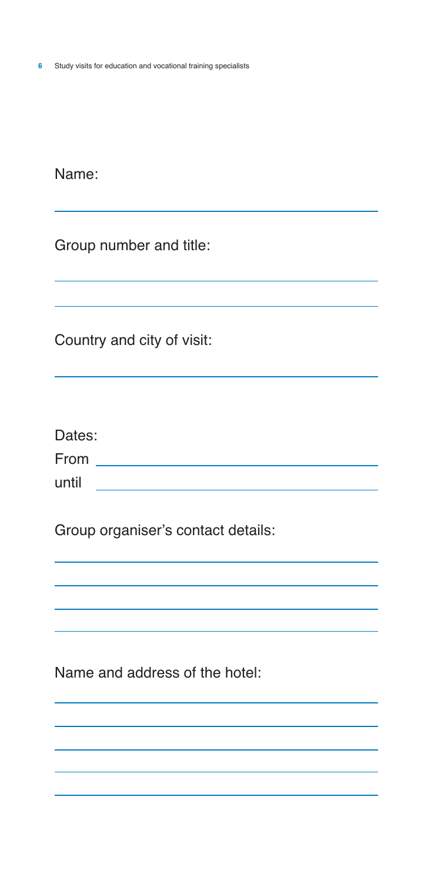Name:

Group number and title:

Country and city of visit:

Dates:

From

until

Group organiser's contact details:

Name and address of the hotel: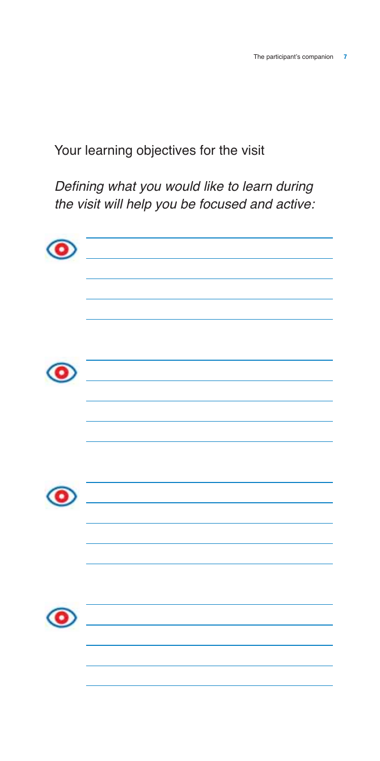## Your learning objectives for the visit

*Defining what you would like to learn during the visit will help you be focused and active:*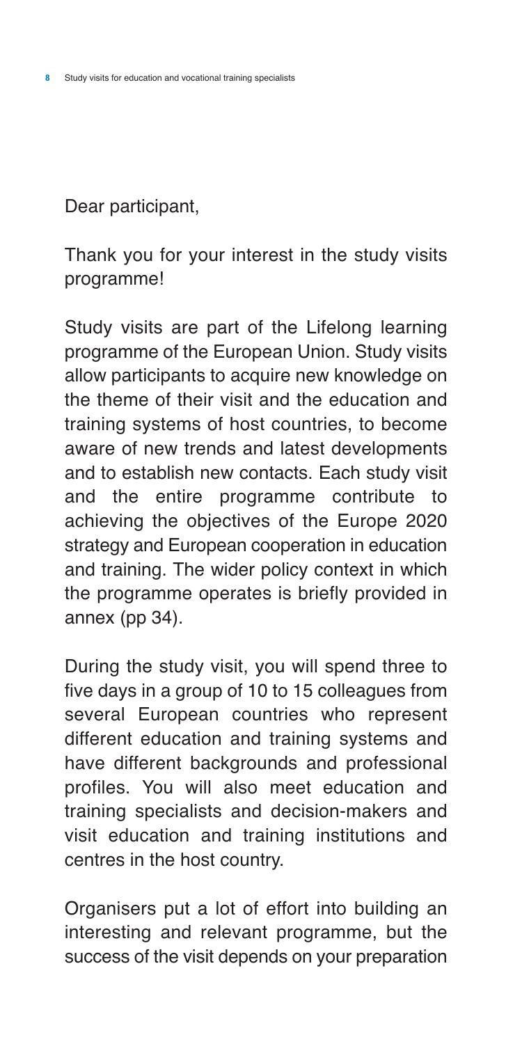Dear participant,

Thank you for your interest in the study visits programme!

Study visits are part of the Lifelong learning programme of the European Union. Study visits allow participants to acquire new knowledge on the theme of their visit and the education and training systems of host countries, to become aware of new trends and latest developments and to establish new contacts. Each study visit and the entire programme contribute to achieving the objectives of the Europe 2020 strategy and European cooperation in education and training. The wider policy context in which the programme operates is briefly provided in annex (pp 34).

During the study visit, you will spend three to five days in a group of 10 to 15 colleagues from several European countries who represent different education and training systems and have different backgrounds and professional profiles. You will also meet education and training specialists and decision-makers and visit education and training institutions and centres in the host country.

Organisers put a lot of effort into building an interesting and relevant programme, but the success of the visit depends on your preparation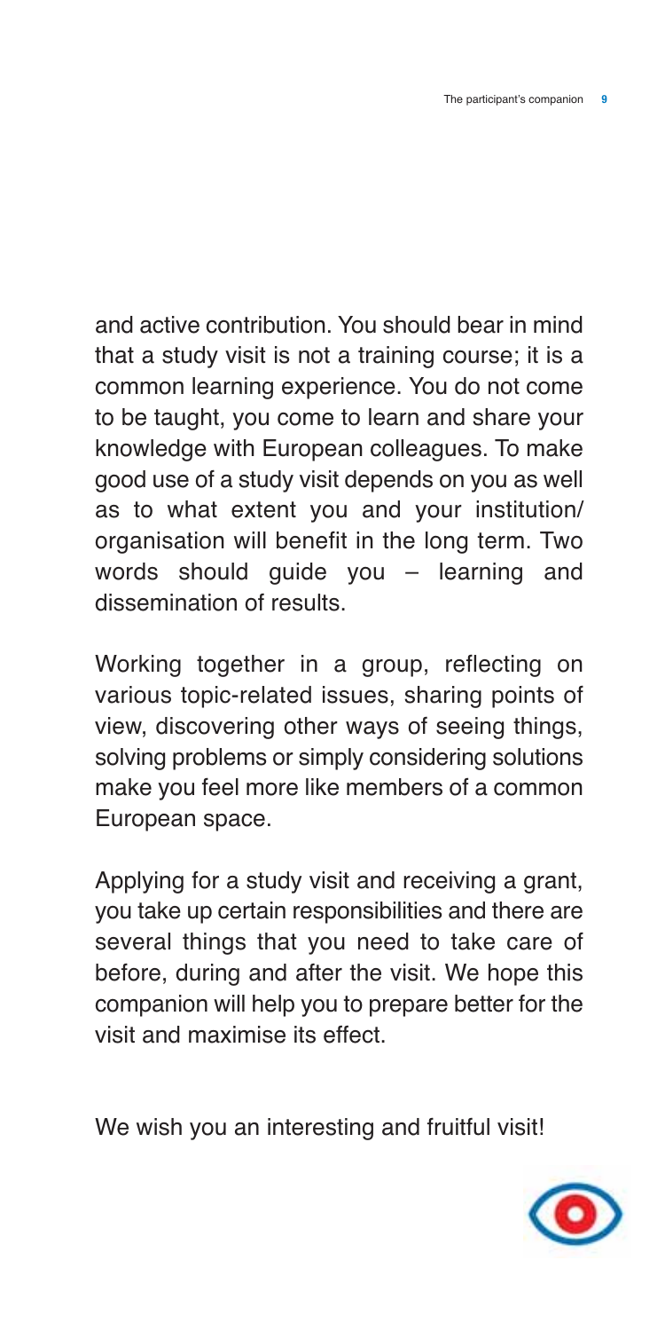and active contribution. You should bear in mind that a study visit is not a training course; it is a common learning experience. You do not come to be taught, you come to learn and share your knowledge with European colleagues. To make good use of a study visit depends on you as well as to what extent you and your institution/organisation will benefit in the long term. Two words should guide you – learning and dissemination of results.

Working together in a group, reflecting on various topic-related issues, sharing points of view, discovering other ways of seeing things, solving problems or simply considering solutions make you feel more like members of a common European space.

Applying for a study visit and receiving a grant, you take up certain responsibilities and there are several things that you need to take care of before, during and after the visit. We hope this companion will help you to prepare better for the visit and maximise its effect.

We wish you an interesting and fruitful visit!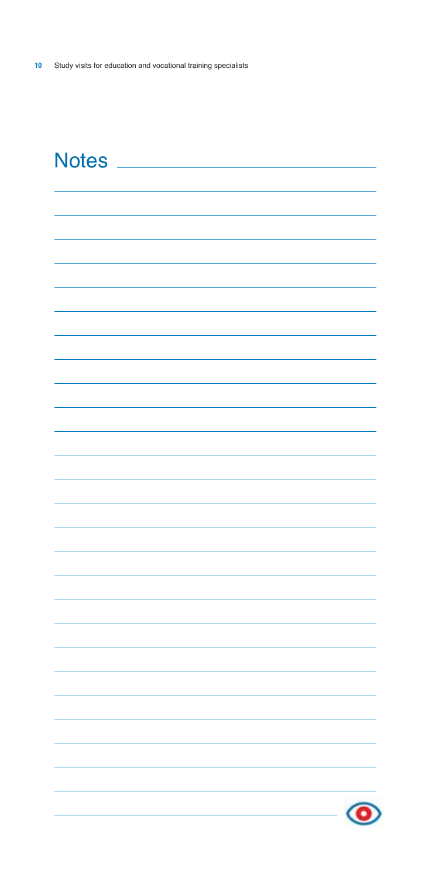## Notes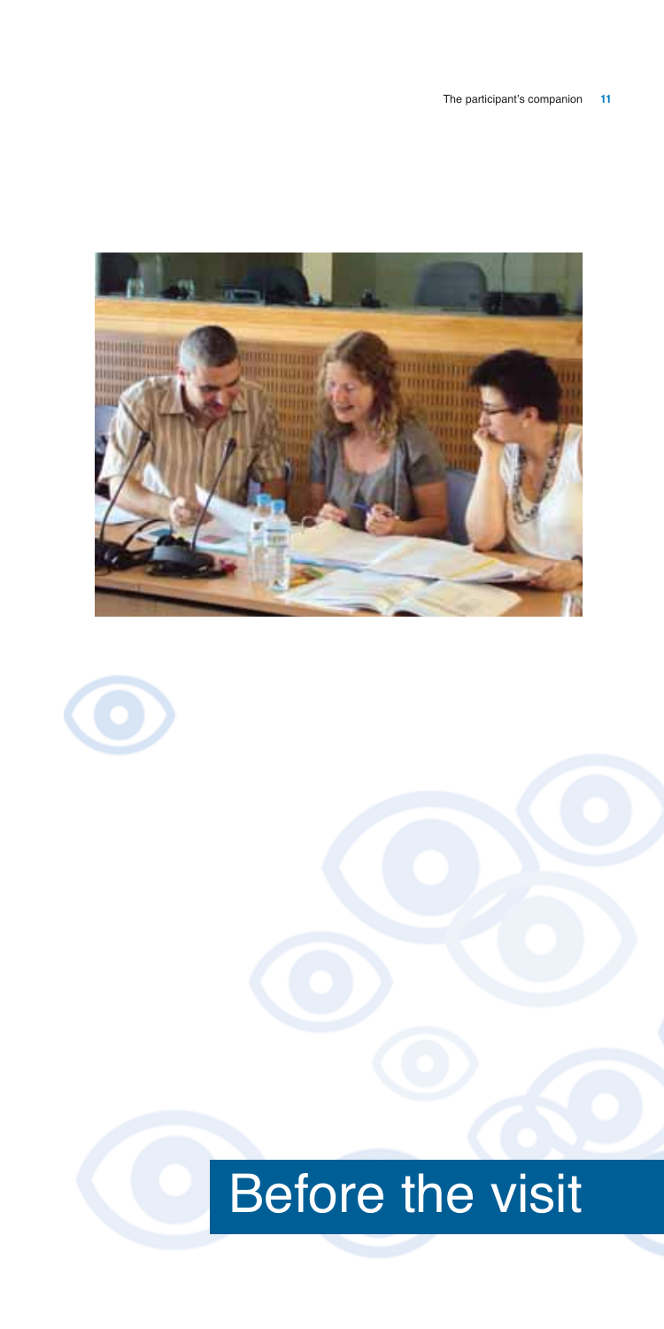# Before the visit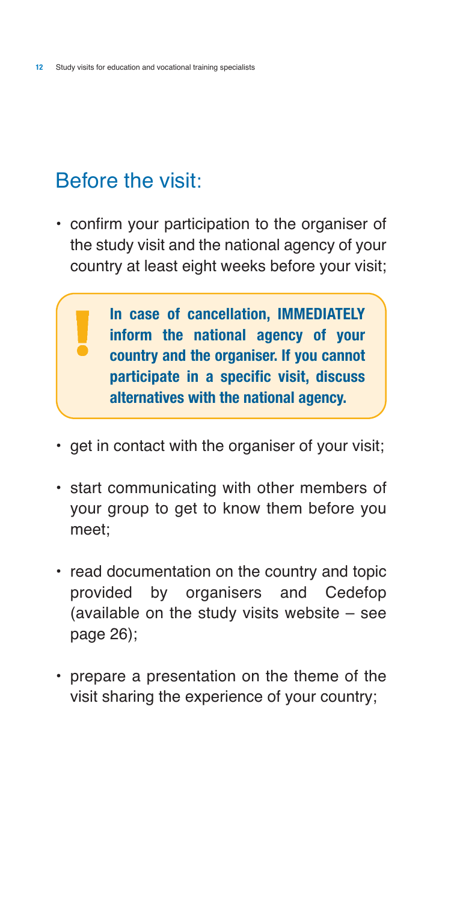## Before the visit:

- confirm your participation to the organiser of the study visit and the national agency of your country at least eight weeks before your visit;

> **In case of cancellation, IMMEDIATELY inform the national agency of your country and the organiser. If you cannot participate in a specific visit, discuss alternatives with the national agency.**

- get in contact with the organiser of your visit;
- start communicating with other members of your group to get to know them before you meet;
- read documentation on the country and topic provided by organisers and Cedefop (available on the study visits website – see page 26);
- prepare a presentation on the theme of the visit sharing the experience of your country;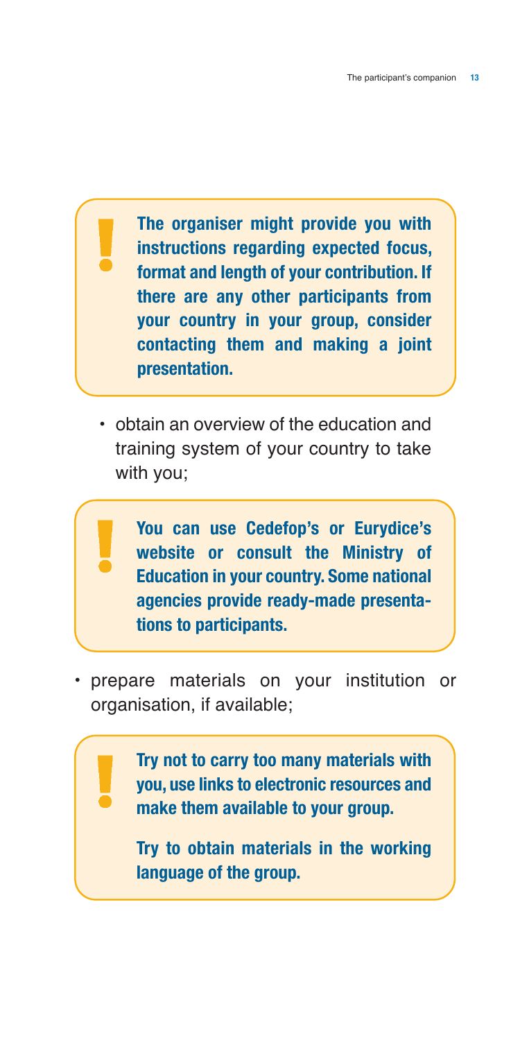> **The organiser might provide you with instructions regarding expected focus, format and length of your contribution. If there are any other participants from your country in your group, consider contacting them and making a joint presentation.**

- obtain an overview of the education and training system of your country to take with you;

> **You can use Cedefop's or Eurydice's website or consult the Ministry of Education in your country. Some national agencies provide ready-made presentations to participants.**

- prepare materials on your institution or organisation, if available;

> **Try not to carry too many materials with you, use links to electronic resources and make them available to your group.**
>
> **Try to obtain materials in the working language of the group.**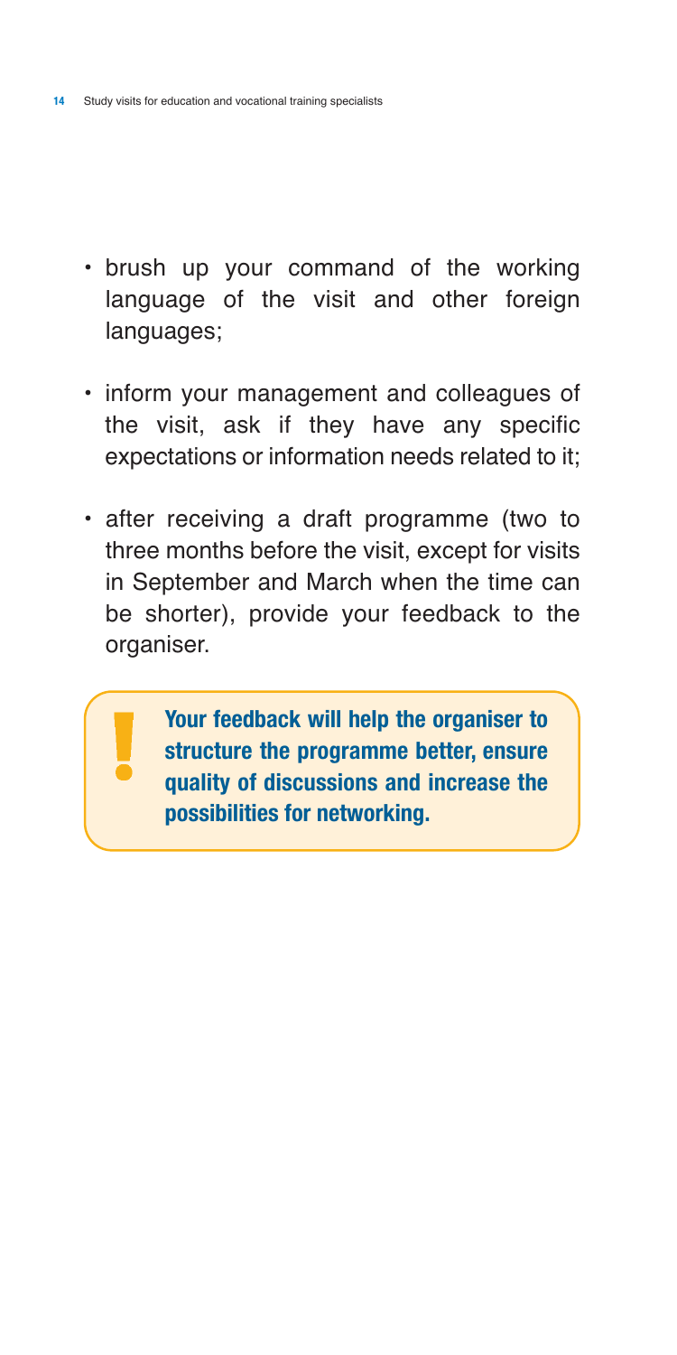- brush up your command of the working language of the visit and other foreign languages;
- inform your management and colleagues of the visit, ask if they have any specific expectations or information needs related to it;
- after receiving a draft programme (two to three months before the visit, except for visits in September and March when the time can be shorter), provide your feedback to the organiser.

> **Your feedback will help the organiser to structure the programme better, ensure quality of discussions and increase the possibilities for networking.**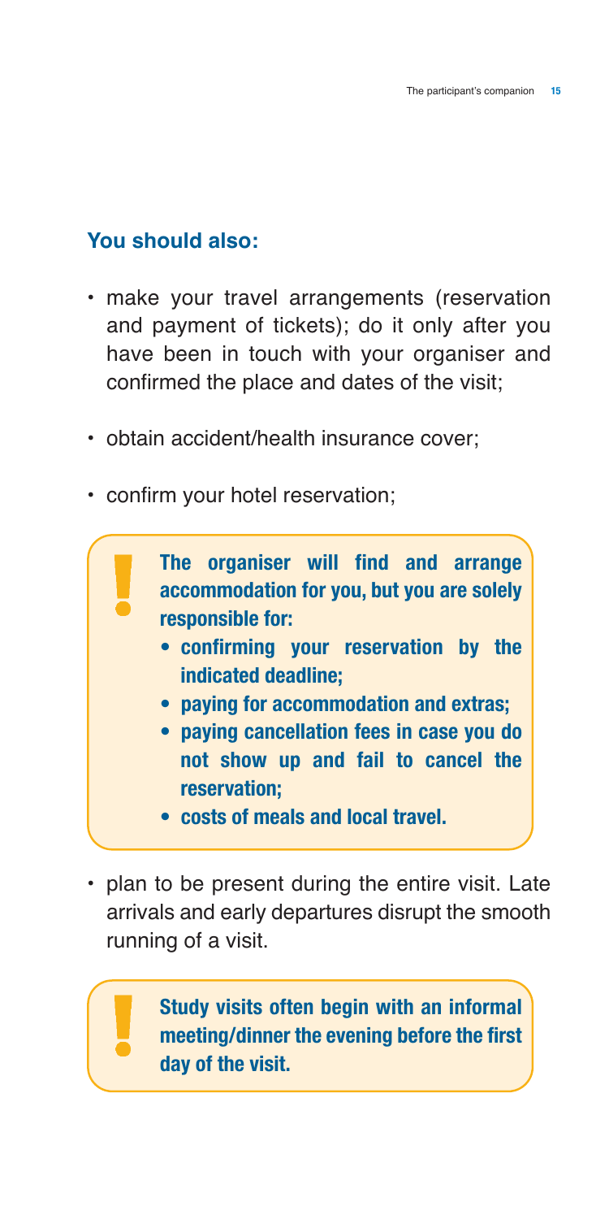### You should also:

- make your travel arrangements (reservation and payment of tickets); do it only after you have been in touch with your organiser and confirmed the place and dates of the visit;
- obtain accident/health insurance cover;
- confirm your hotel reservation;

> **The organiser will find and arrange accommodation for you, but you are solely responsible for:**
>
> - **confirming your reservation by the indicated deadline;**
> - **paying for accommodation and extras;**
> - **paying cancellation fees in case you do not show up and fail to cancel the reservation;**
> - **costs of meals and local travel.**

- plan to be present during the entire visit. Late arrivals and early departures disrupt the smooth running of a visit.

> **Study visits often begin with an informal meeting/dinner the evening before the first day of the visit.**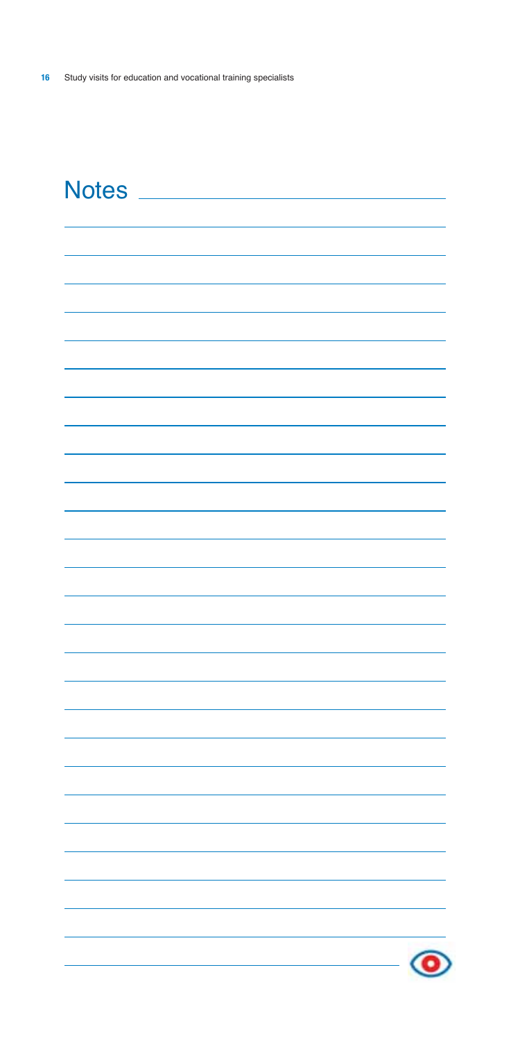# Notes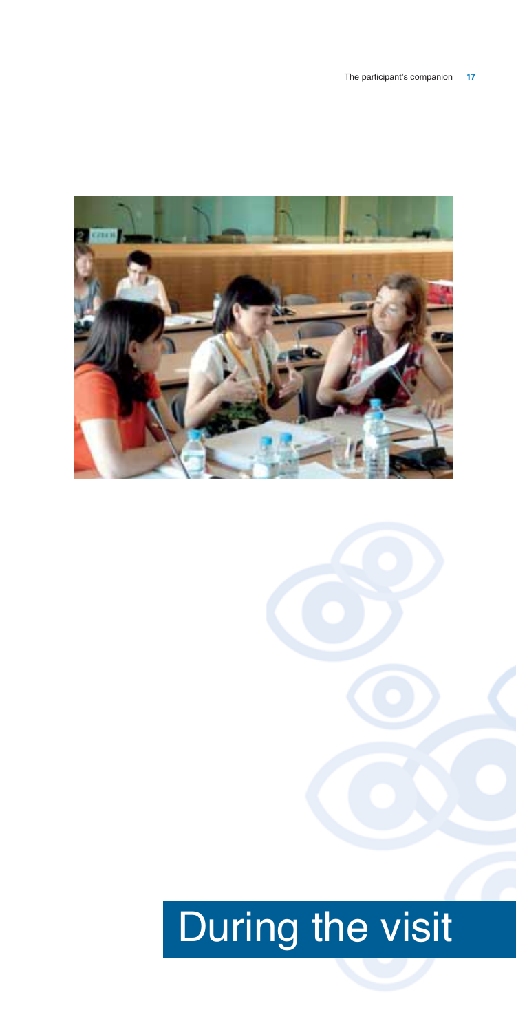# During the visit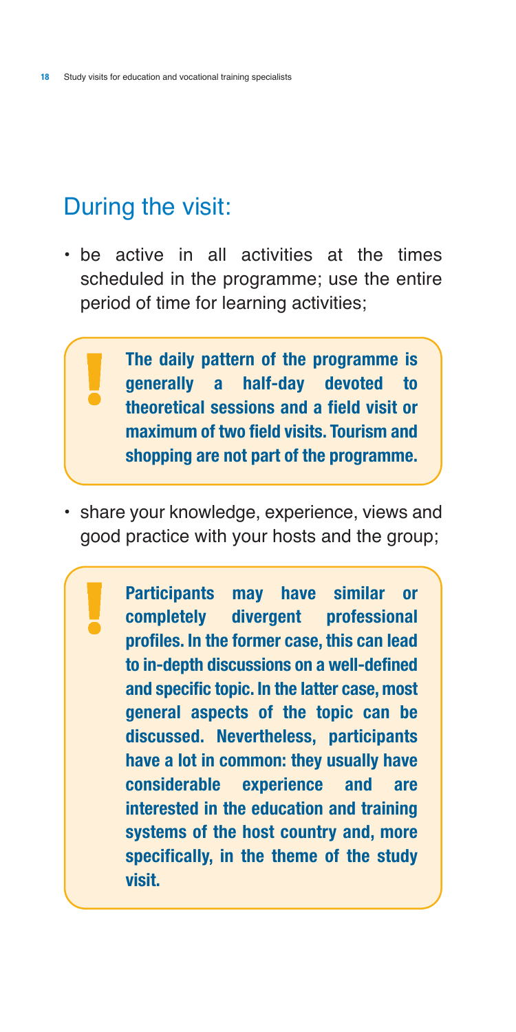## During the visit:

- be active in all activities at the times scheduled in the programme; use the entire period of time for learning activities;

> **The daily pattern of the programme is generally a half-day devoted to theoretical sessions and a field visit or maximum of two field visits. Tourism and shopping are not part of the programme.**

- share your knowledge, experience, views and good practice with your hosts and the group;

> **Participants may have similar or completely divergent professional profiles. In the former case, this can lead to in-depth discussions on a well-defined and specific topic. In the latter case, most general aspects of the topic can be discussed. Nevertheless, participants have a lot in common: they usually have considerable experience and are interested in the education and training systems of the host country and, more specifically, in the theme of the study visit.**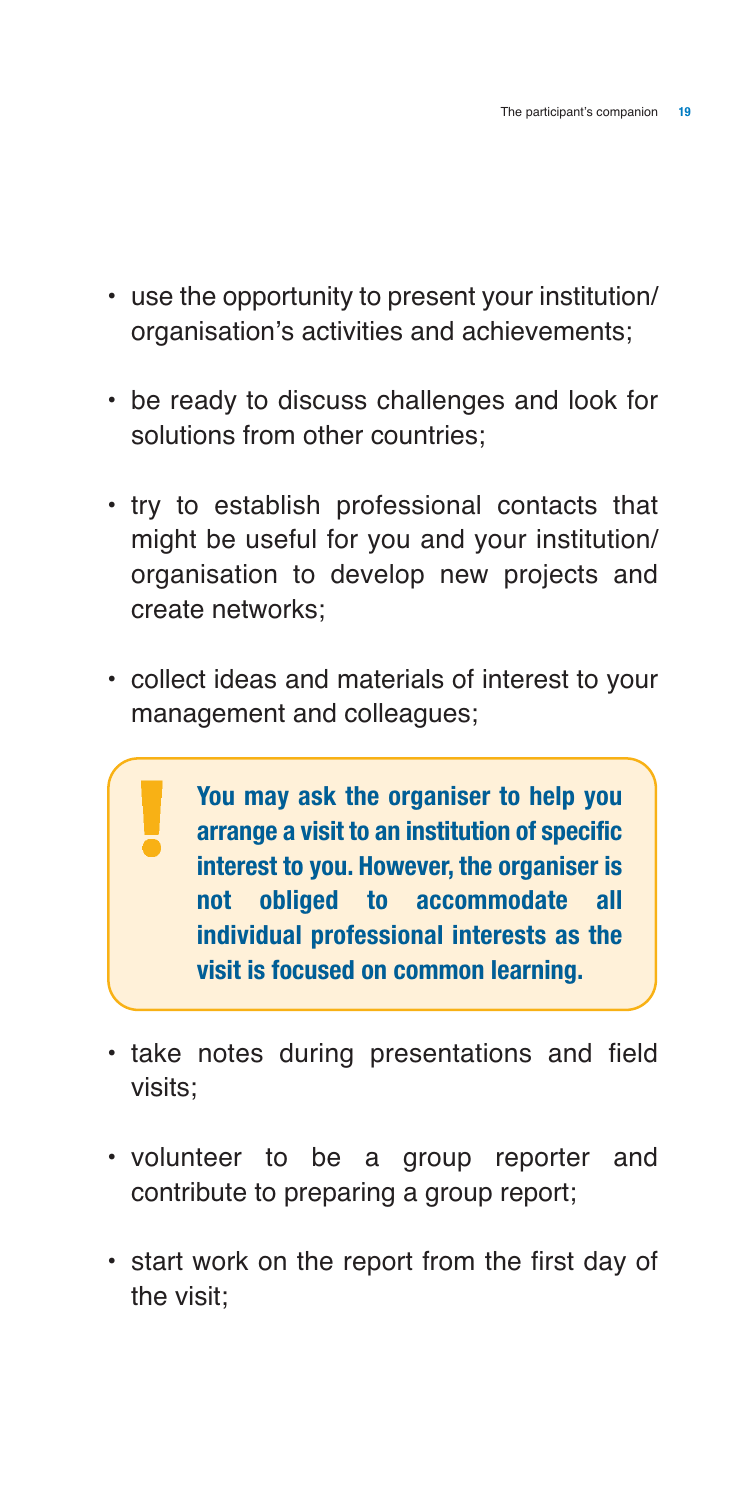- use the opportunity to present your institution/ organisation's activities and achievements;
- be ready to discuss challenges and look for solutions from other countries;
- try to establish professional contacts that might be useful for you and your institution/ organisation to develop new projects and create networks;
- collect ideas and materials of interest to your management and colleagues;

> **!** **You may ask the organiser to help you arrange a visit to an institution of specific interest to you. However, the organiser is not obliged to accommodate all individual professional interests as the visit is focused on common learning.**

- take notes during presentations and field visits;
- volunteer to be a group reporter and contribute to preparing a group report;
- start work on the report from the first day of the visit;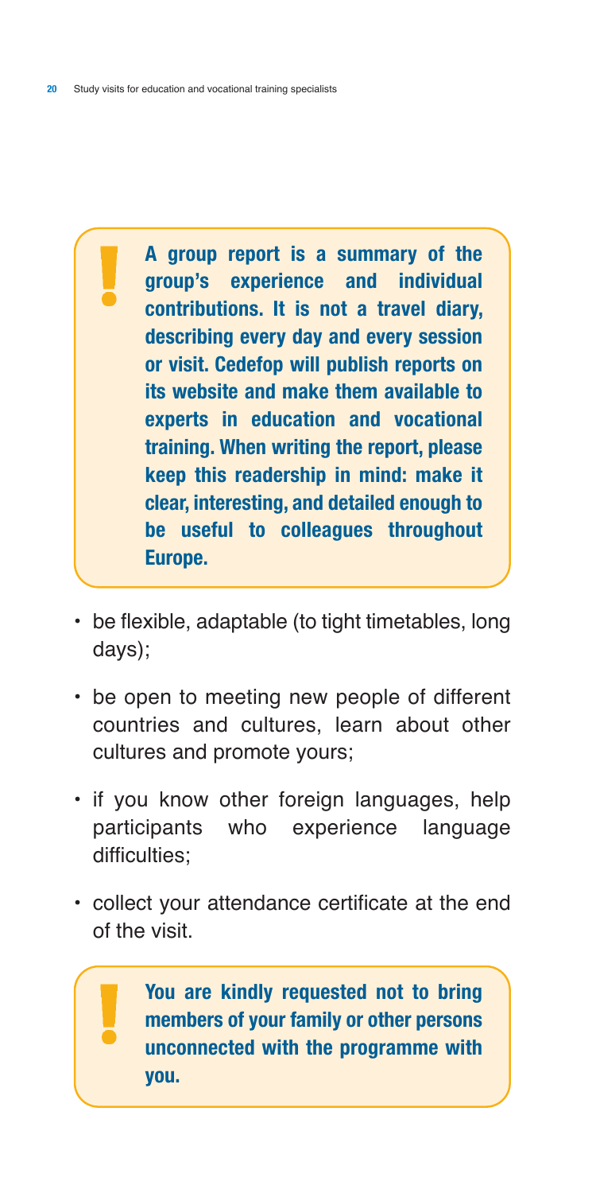> **A group report is a summary of the group's experience and individual contributions. It is not a travel diary, describing every day and every session or visit. Cedefop will publish reports on its website and make them available to experts in education and vocational training. When writing the report, please keep this readership in mind: make it clear, interesting, and detailed enough to be useful to colleagues throughout Europe.**

- be flexible, adaptable (to tight timetables, long days);
- be open to meeting new people of different countries and cultures, learn about other cultures and promote yours;
- if you know other foreign languages, help participants who experience language difficulties;
- collect your attendance certificate at the end of the visit.

> **You are kindly requested not to bring members of your family or other persons unconnected with the programme with you.**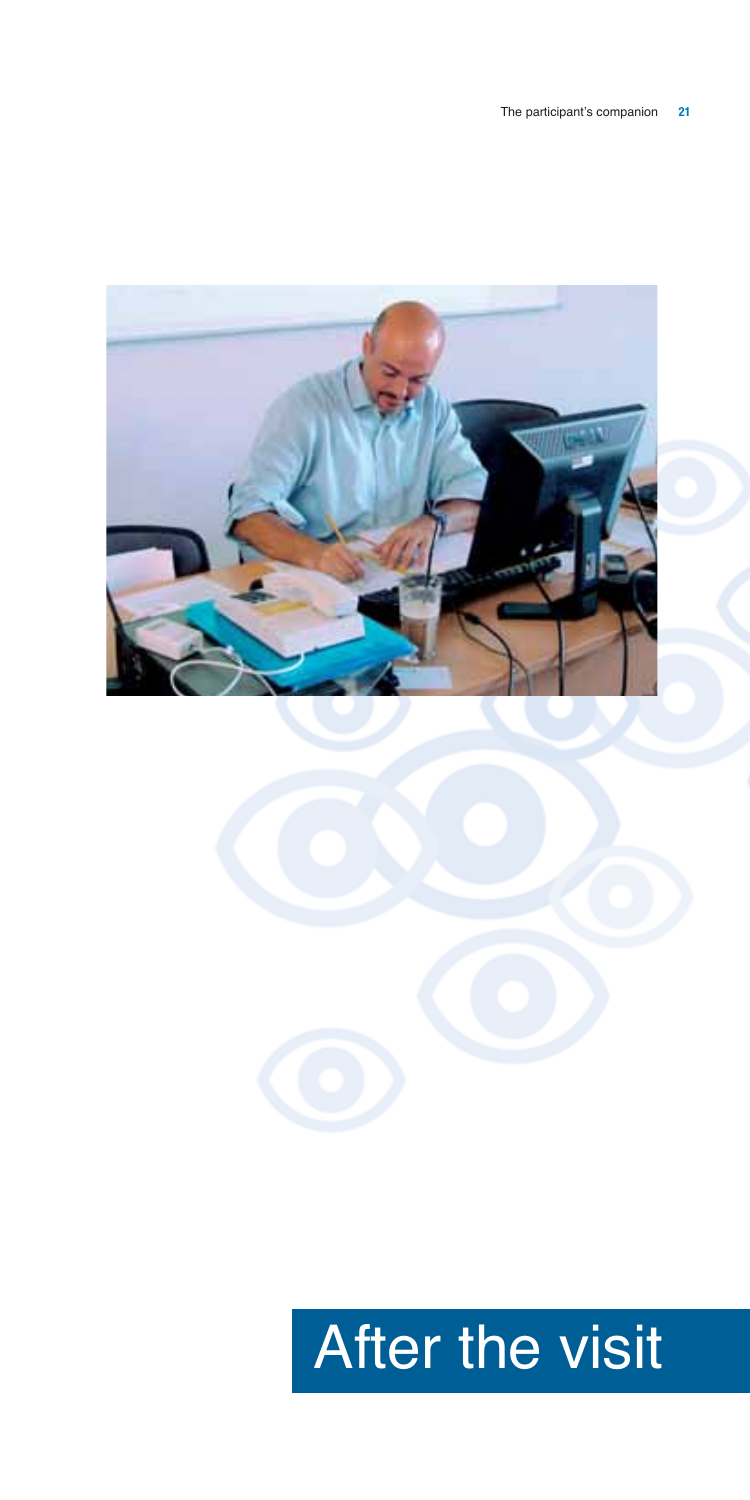# After the visit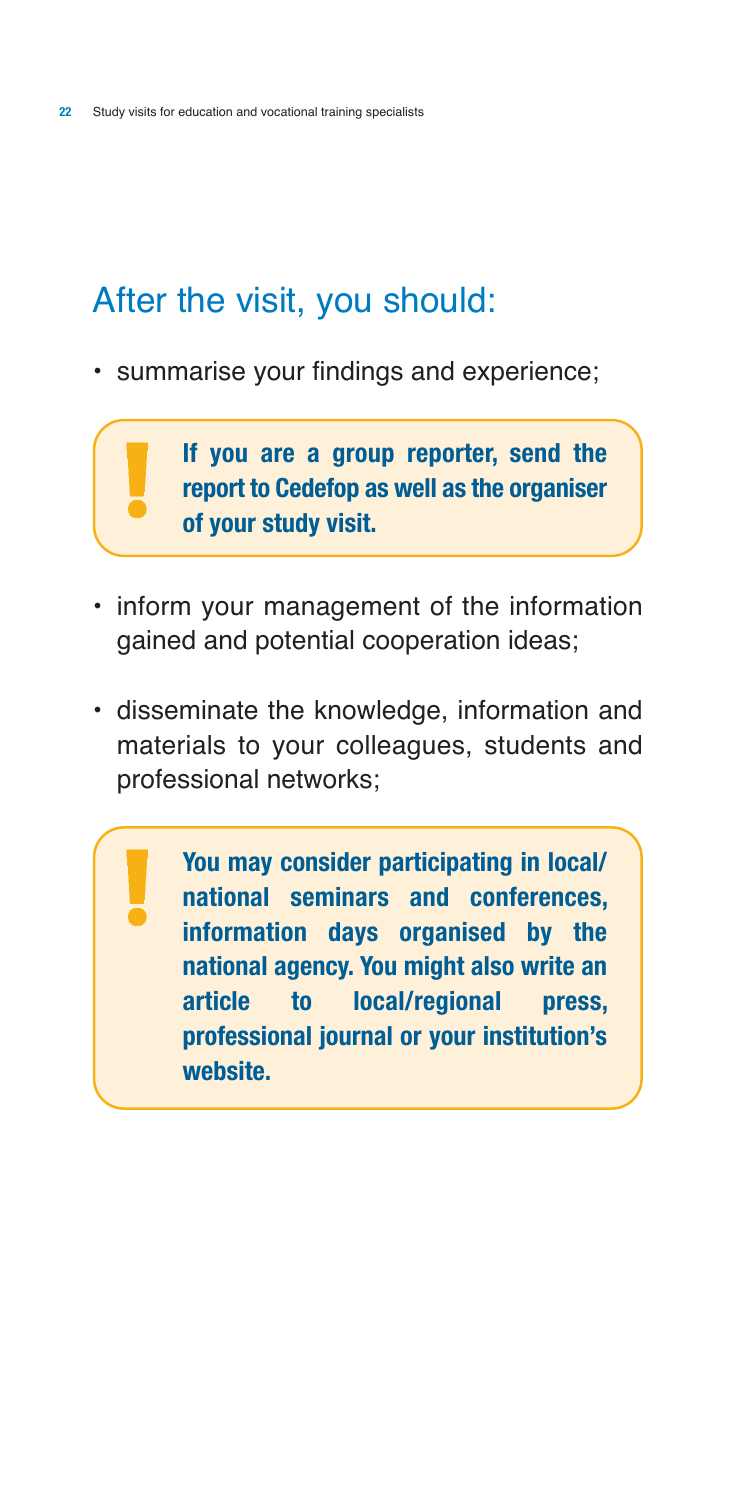## After the visit, you should:

- summarise your findings and experience;

> **If you are a group reporter, send the report to Cedefop as well as the organiser of your study visit.**

- inform your management of the information gained and potential cooperation ideas;
- disseminate the knowledge, information and materials to your colleagues, students and professional networks;

> **You may consider participating in local/national seminars and conferences, information days organised by the national agency. You might also write an article to local/regional press, professional journal or your institution's website.**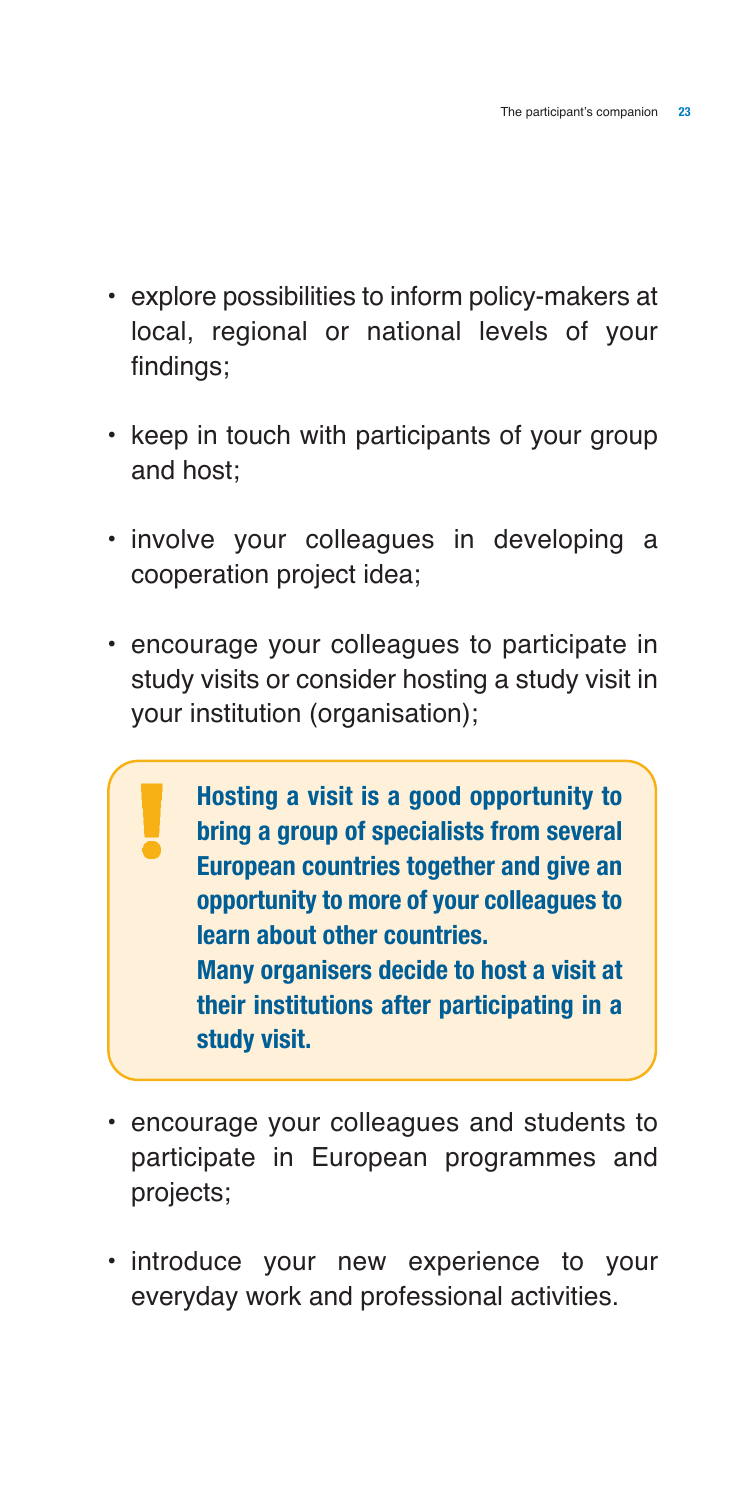- explore possibilities to inform policy-makers at local, regional or national levels of your findings;
- keep in touch with participants of your group and host;
- involve your colleagues in developing a cooperation project idea;
- encourage your colleagues to participate in study visits or consider hosting a study visit in your institution (organisation);

> **Hosting a visit is a good opportunity to bring a group of specialists from several European countries together and give an opportunity to more of your colleagues to learn about other countries.**
> **Many organisers decide to host a visit at their institutions after participating in a study visit.**

- encourage your colleagues and students to participate in European programmes and projects;
- introduce your new experience to your everyday work and professional activities.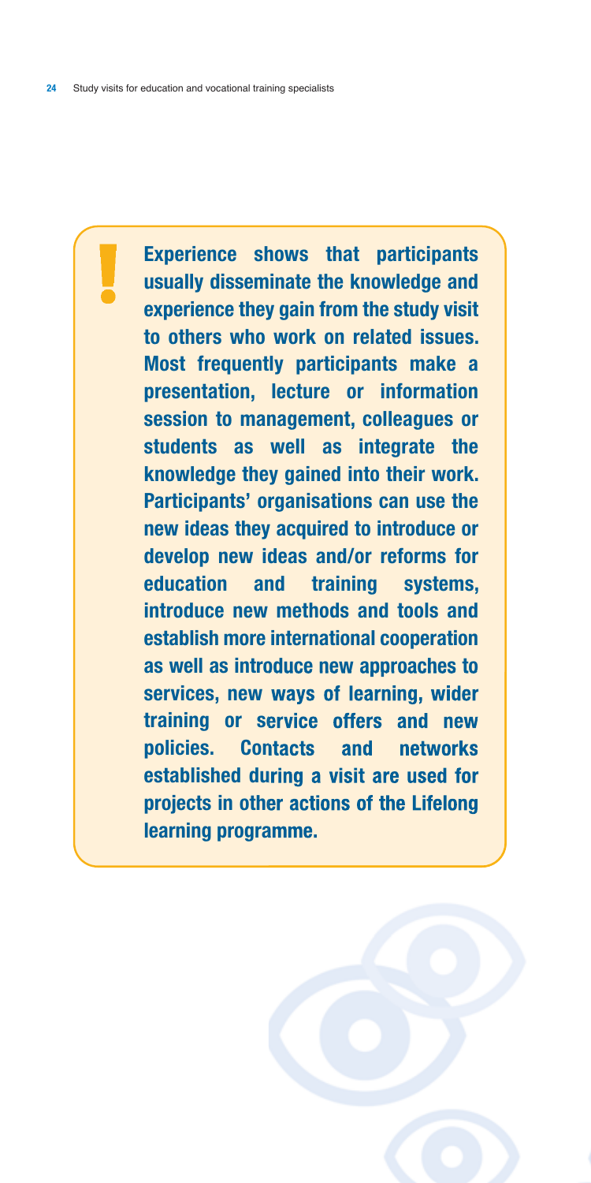**Experience shows that participants usually disseminate the knowledge and experience they gain from the study visit to others who work on related issues. Most frequently participants make a presentation, lecture or information session to management, colleagues or students as well as integrate the knowledge they gained into their work. Participants' organisations can use the new ideas they acquired to introduce or develop new ideas and/or reforms for education and training systems, introduce new methods and tools and establish more international cooperation as well as introduce new approaches to services, new ways of learning, wider training or service offers and new policies. Contacts and networks established during a visit are used for projects in other actions of the Lifelong learning programme.**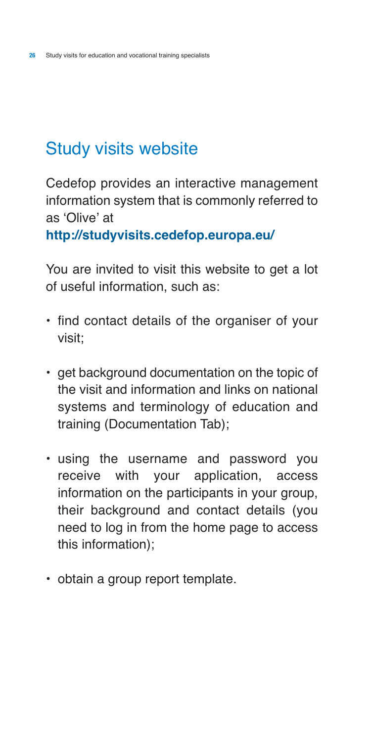## Study visits website

Cedefop provides an interactive management information system that is commonly referred to as 'Olive' at **http://studyvisits.cedefop.europa.eu/**

You are invited to visit this website to get a lot of useful information, such as:

- find contact details of the organiser of your visit;
- get background documentation on the topic of the visit and information and links on national systems and terminology of education and training (Documentation Tab);
- using the username and password you receive with your application, access information on the participants in your group, their background and contact details (you need to log in from the home page to access this information);
- obtain a group report template.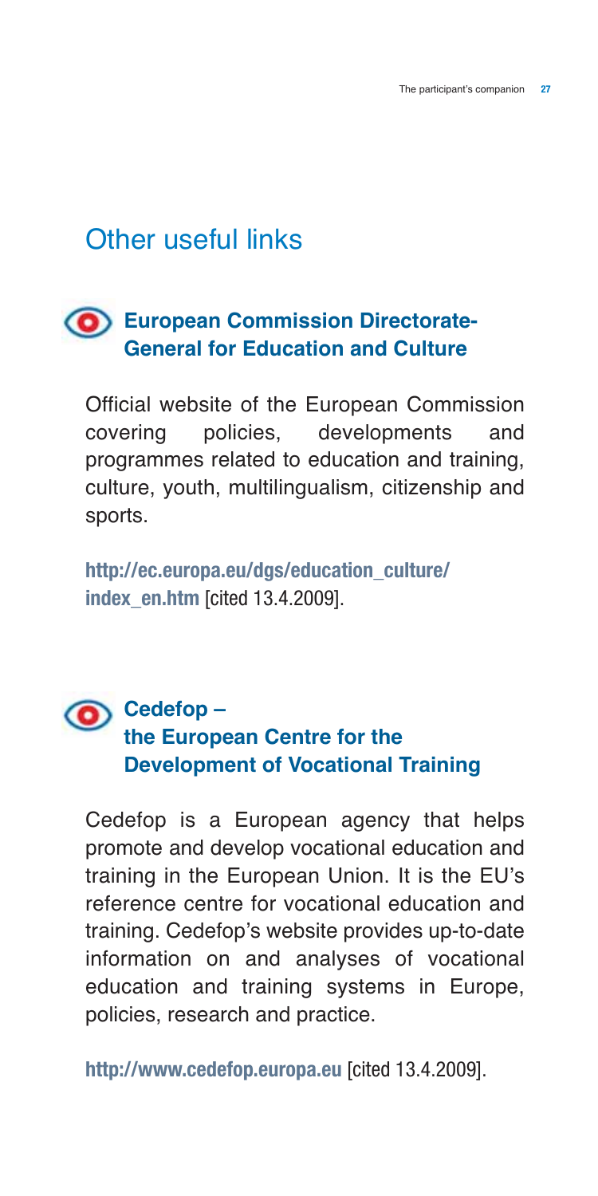## Other useful links

### European Commission Directorate-General for Education and Culture

Official website of the European Commission covering policies, developments and programmes related to education and training, culture, youth, multilingualism, citizenship and sports.

**http://ec.europa.eu/dgs/education_culture/index_en.htm** [cited 13.4.2009].

### Cedefop – the European Centre for the Development of Vocational Training

Cedefop is a European agency that helps promote and develop vocational education and training in the European Union. It is the EU's reference centre for vocational education and training. Cedefop's website provides up-to-date information on and analyses of vocational education and training systems in Europe, policies, research and practice.

**http://www.cedefop.europa.eu** [cited 13.4.2009].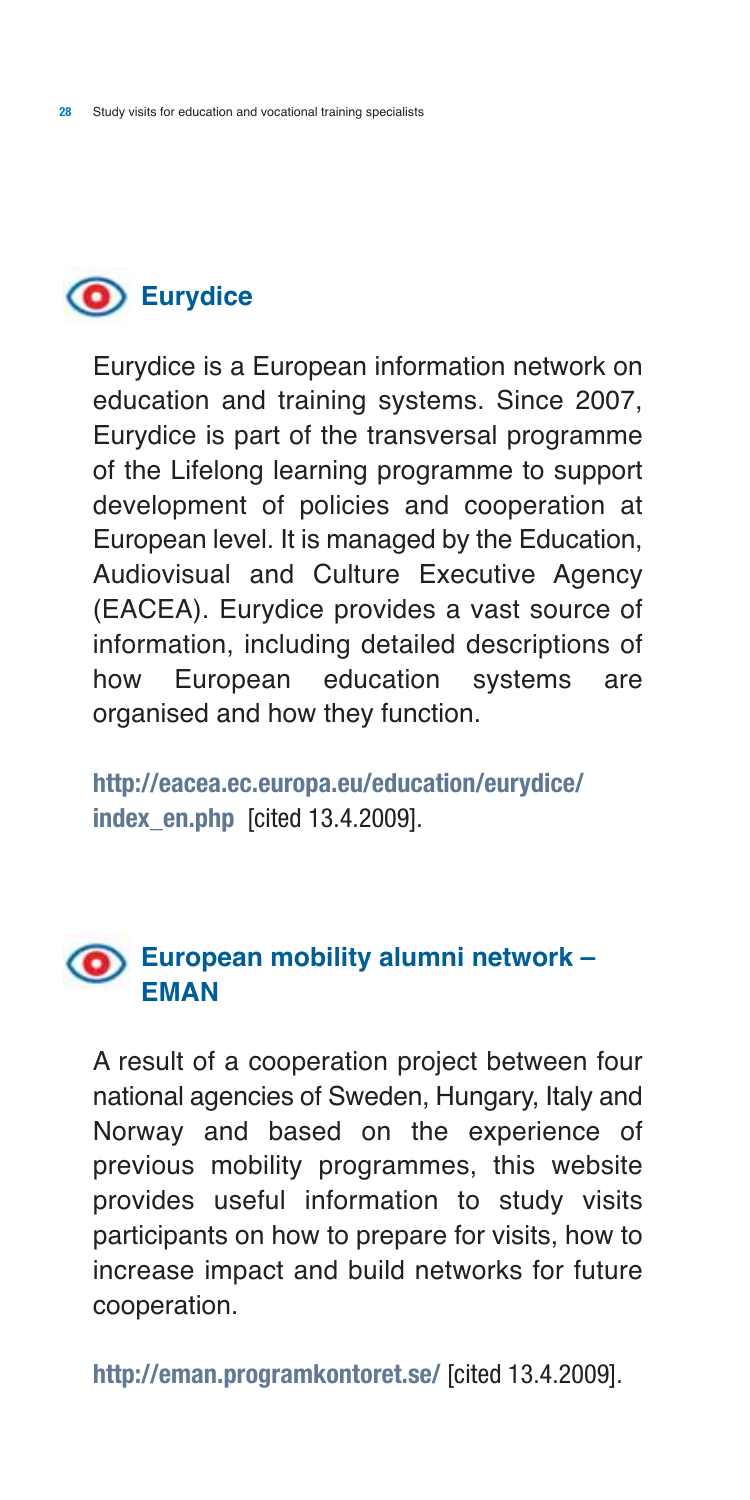## Eurydice

Eurydice is a European information network on education and training systems. Since 2007, Eurydice is part of the transversal programme of the Lifelong learning programme to support development of policies and cooperation at European level. It is managed by the Education, Audiovisual and Culture Executive Agency (EACEA). Eurydice provides a vast source of information, including detailed descriptions of how European education systems are organised and how they function.

**http://eacea.ec.europa.eu/education/eurydice/index_en.php** [cited 13.4.2009].

## European mobility alumni network – EMAN

A result of a cooperation project between four national agencies of Sweden, Hungary, Italy and Norway and based on the experience of previous mobility programmes, this website provides useful information to study visits participants on how to prepare for visits, how to increase impact and build networks for future cooperation.

**http://eman.programkontoret.se/** [cited 13.4.2009].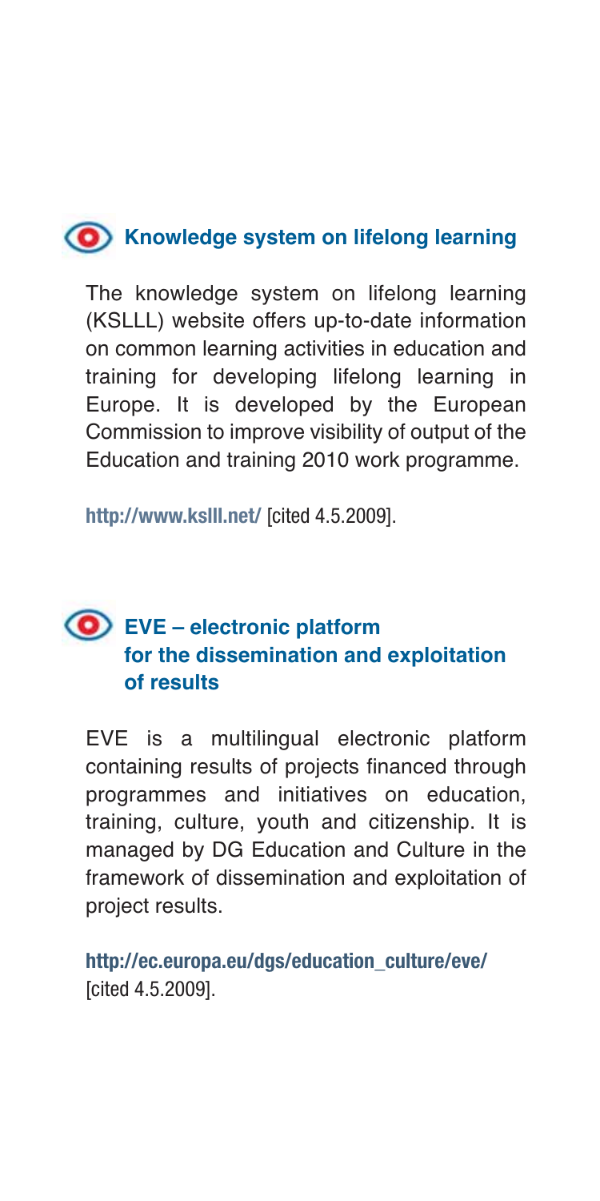## Knowledge system on lifelong learning

The knowledge system on lifelong learning (KSLLL) website offers up-to-date information on common learning activities in education and training for developing lifelong learning in Europe. It is developed by the European Commission to improve visibility of output of the Education and training 2010 work programme.

**http://www.kslll.net/** [cited 4.5.2009].

## EVE – electronic platform for the dissemination and exploitation of results

EVE is a multilingual electronic platform containing results of projects financed through programmes and initiatives on education, training, culture, youth and citizenship. It is managed by DG Education and Culture in the framework of dissemination and exploitation of project results.

**http://ec.europa.eu/dgs/education_culture/eve/** [cited 4.5.2009].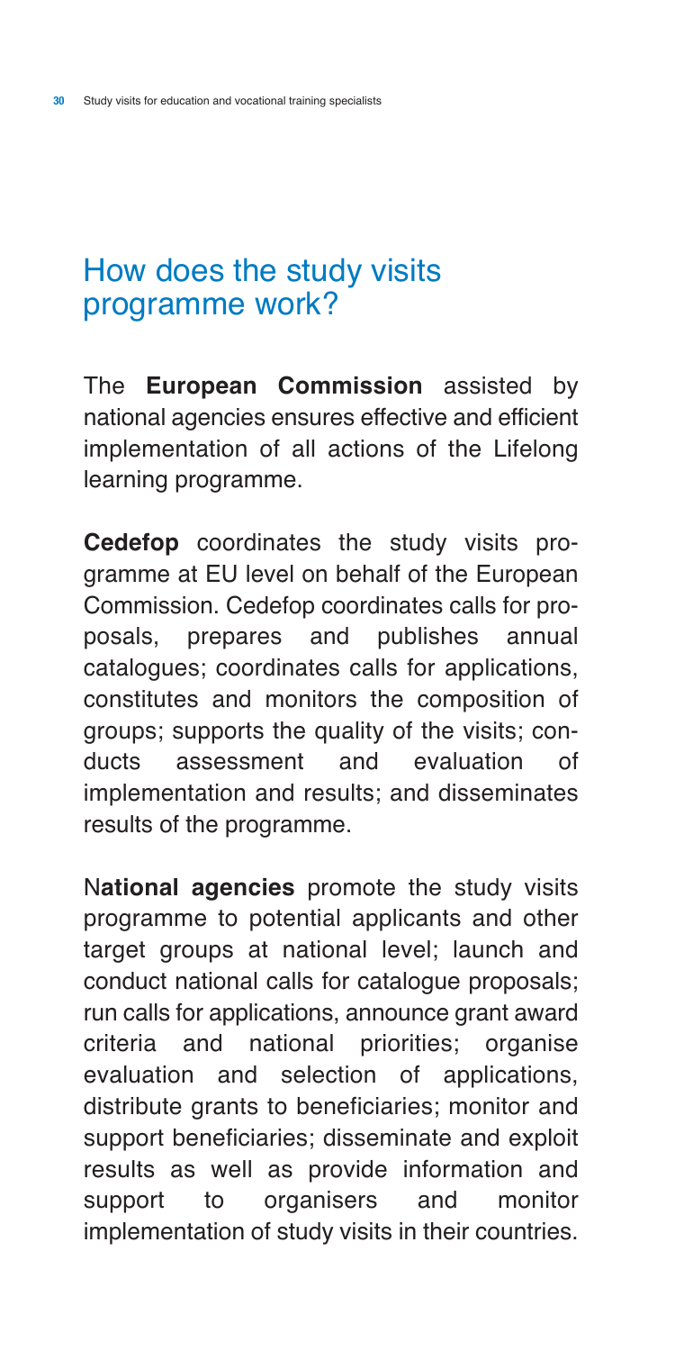# How does the study visits programme work?

The **European Commission** assisted by national agencies ensures effective and efficient implementation of all actions of the Lifelong learning programme.

**Cedefop** coordinates the study visits programme at EU level on behalf of the European Commission. Cedefop coordinates calls for proposals, prepares and publishes annual catalogues; coordinates calls for applications, constitutes and monitors the composition of groups; supports the quality of the visits; conducts assessment and evaluation of implementation and results; and disseminates results of the programme.

**National agencies** promote the study visits programme to potential applicants and other target groups at national level; launch and conduct national calls for catalogue proposals; run calls for applications, announce grant award criteria and national priorities; organise evaluation and selection of applications, distribute grants to beneficiaries; monitor and support beneficiaries; disseminate and exploit results as well as provide information and support to organisers and monitor implementation of study visits in their countries.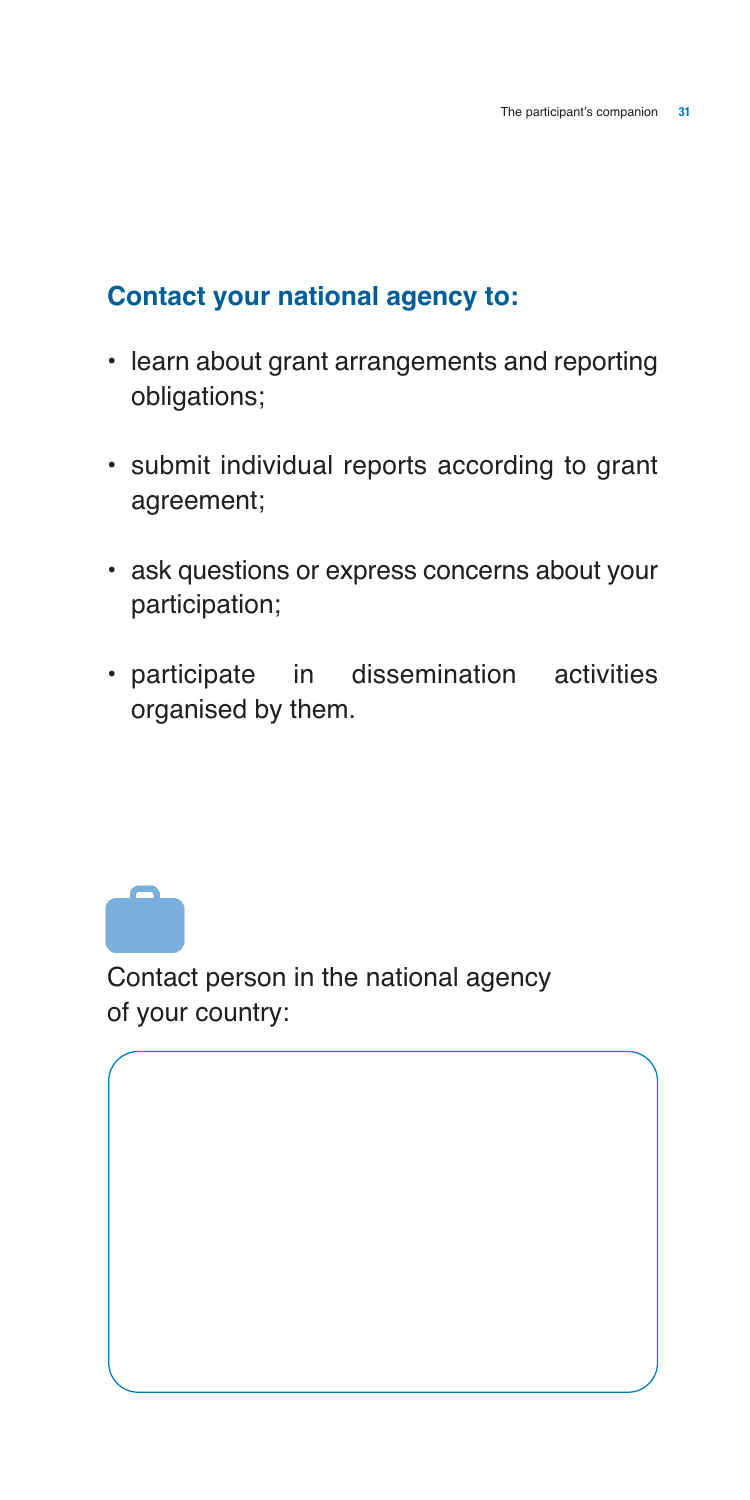## Contact your national agency to:

- learn about grant arrangements and reporting obligations;
- submit individual reports according to grant agreement;
- ask questions or express concerns about your participation;
- participate in dissemination activities organised by them.

Contact person in the national agency of your country: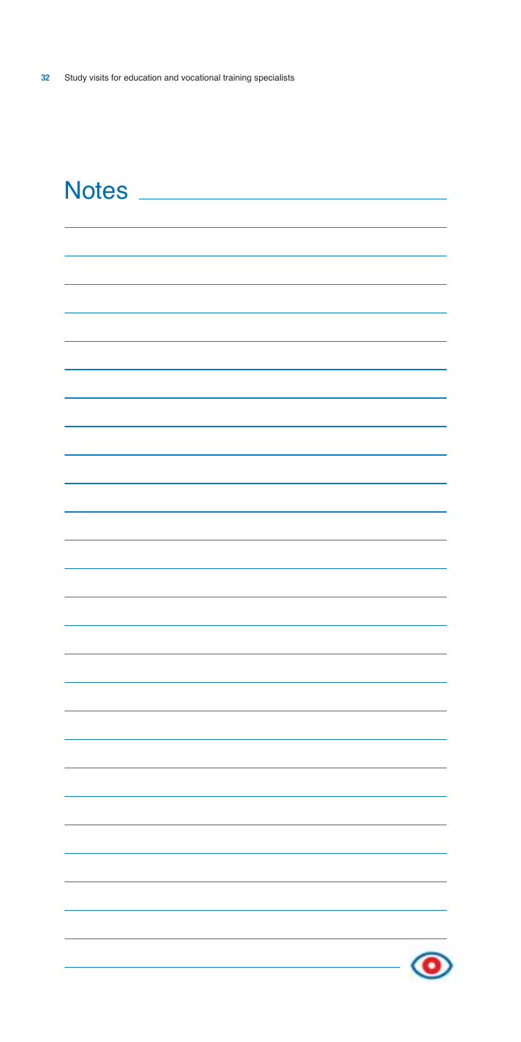# Notes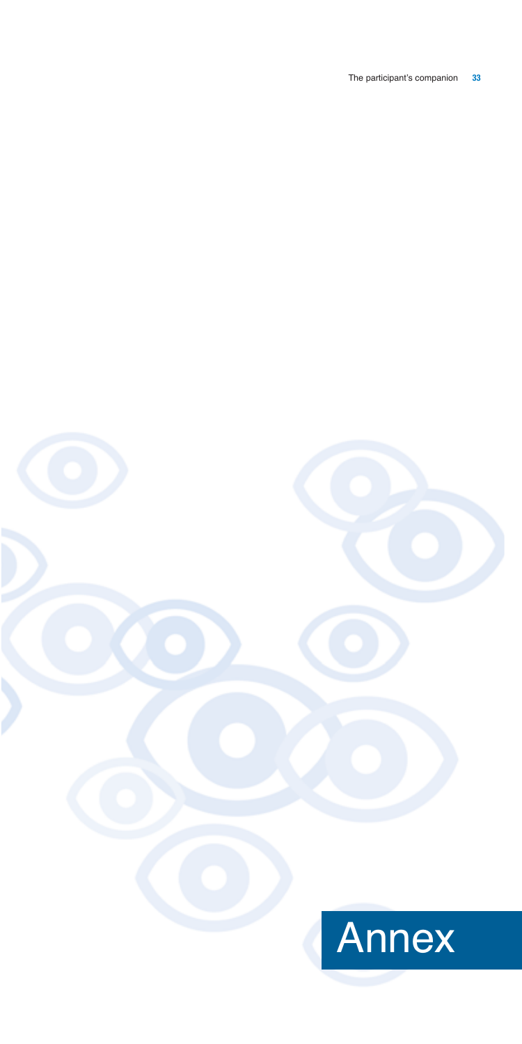# Annex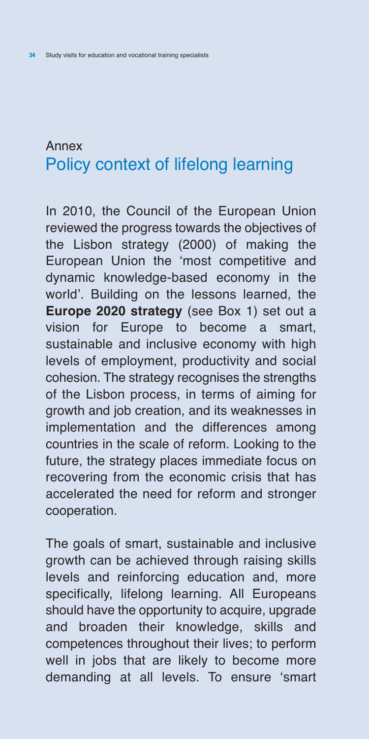## Annex
# Policy context of lifelong learning

In 2010, the Council of the European Union reviewed the progress towards the objectives of the Lisbon strategy (2000) of making the European Union the 'most competitive and dynamic knowledge-based economy in the world'. Building on the lessons learned, the **Europe 2020 strategy** (see Box 1) set out a vision for Europe to become a smart, sustainable and inclusive economy with high levels of employment, productivity and social cohesion. The strategy recognises the strengths of the Lisbon process, in terms of aiming for growth and job creation, and its weaknesses in implementation and the differences among countries in the scale of reform. Looking to the future, the strategy places immediate focus on recovering from the economic crisis that has accelerated the need for reform and stronger cooperation.

The goals of smart, sustainable and inclusive growth can be achieved through raising skills levels and reinforcing education and, more specifically, lifelong learning. All Europeans should have the opportunity to acquire, upgrade and broaden their knowledge, skills and competences throughout their lives; to perform well in jobs that are likely to become more demanding at all levels. To ensure 'smart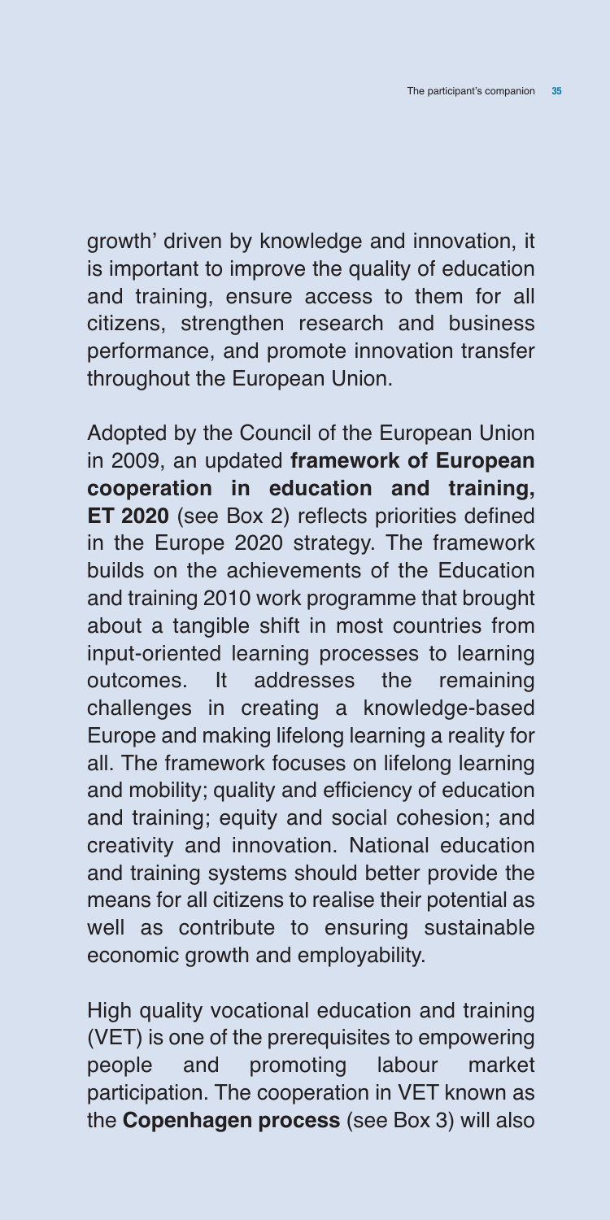growth' driven by knowledge and innovation, it is important to improve the quality of education and training, ensure access to them for all citizens, strengthen research and business performance, and promote innovation transfer throughout the European Union.

Adopted by the Council of the European Union in 2009, an updated **framework of European cooperation in education and training, ET 2020** (see Box 2) reflects priorities defined in the Europe 2020 strategy. The framework builds on the achievements of the Education and training 2010 work programme that brought about a tangible shift in most countries from input-oriented learning processes to learning outcomes. It addresses the remaining challenges in creating a knowledge-based Europe and making lifelong learning a reality for all. The framework focuses on lifelong learning and mobility; quality and efficiency of education and training; equity and social cohesion; and creativity and innovation. National education and training systems should better provide the means for all citizens to realise their potential as well as contribute to ensuring sustainable economic growth and employability.

High quality vocational education and training (VET) is one of the prerequisites to empowering people and promoting labour market participation. The cooperation in VET known as the **Copenhagen process** (see Box 3) will also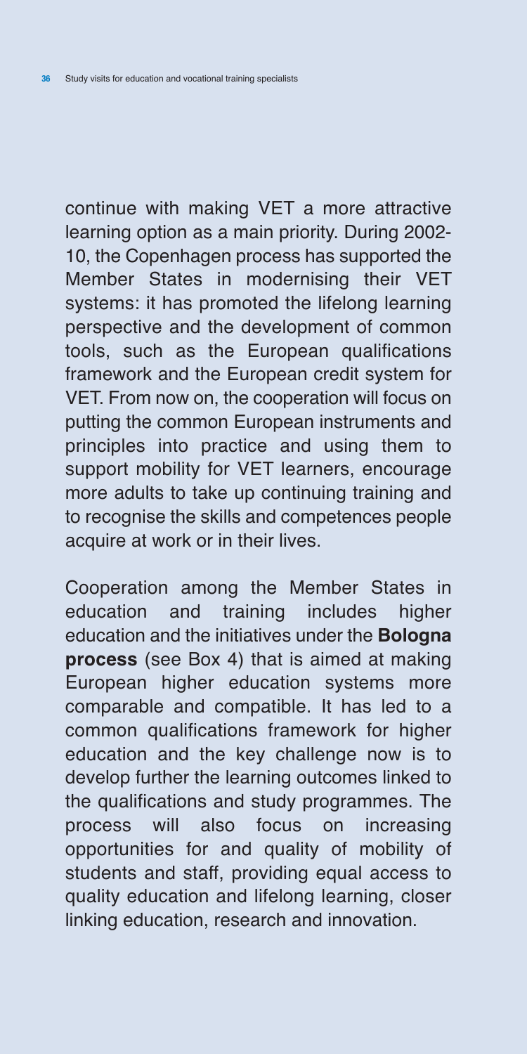continue with making VET a more attractive learning option as a main priority. During 2002-10, the Copenhagen process has supported the Member States in modernising their VET systems: it has promoted the lifelong learning perspective and the development of common tools, such as the European qualifications framework and the European credit system for VET. From now on, the cooperation will focus on putting the common European instruments and principles into practice and using them to support mobility for VET learners, encourage more adults to take up continuing training and to recognise the skills and competences people acquire at work or in their lives.

Cooperation among the Member States in education and training includes higher education and the initiatives under the **Bologna process** (see Box 4) that is aimed at making European higher education systems more comparable and compatible. It has led to a common qualifications framework for higher education and the key challenge now is to develop further the learning outcomes linked to the qualifications and study programmes. The process will also focus on increasing opportunities for and quality of mobility of students and staff, providing equal access to quality education and lifelong learning, closer linking education, research and innovation.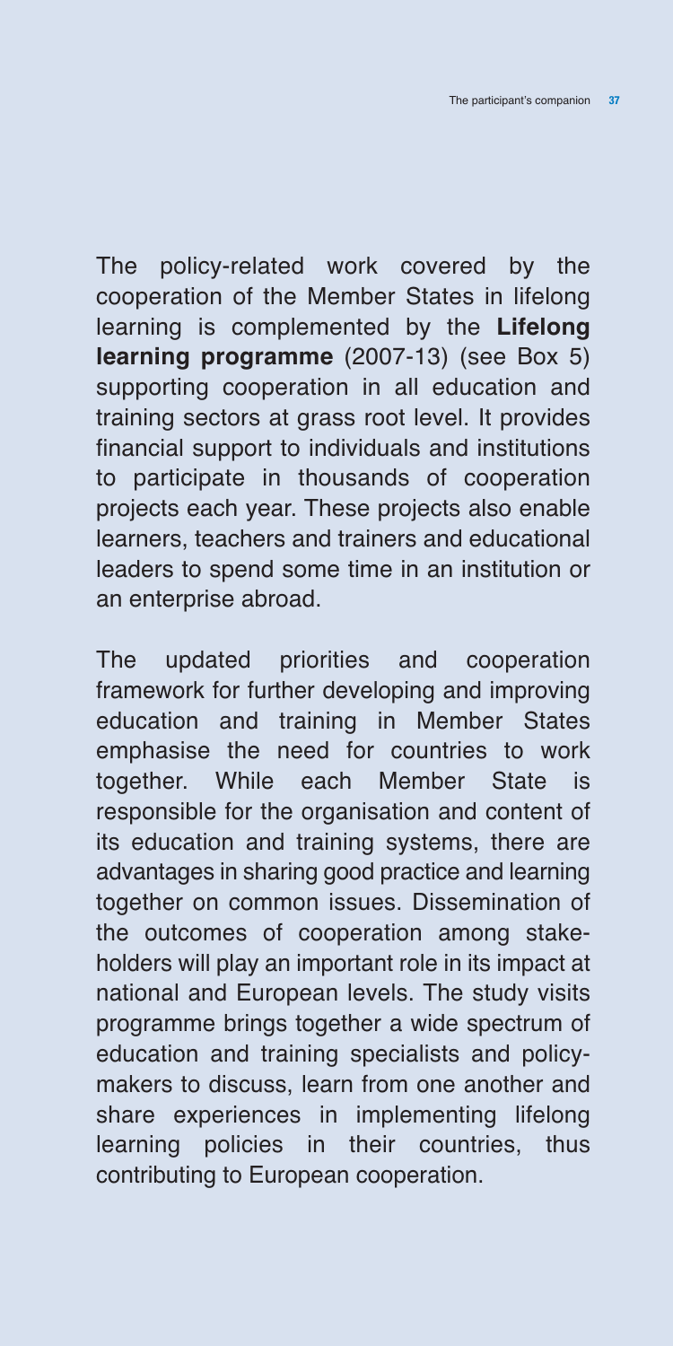The policy-related work covered by the cooperation of the Member States in lifelong learning is complemented by the **Lifelong learning programme** (2007-13) (see Box 5) supporting cooperation in all education and training sectors at grass root level. It provides financial support to individuals and institutions to participate in thousands of cooperation projects each year. These projects also enable learners, teachers and trainers and educational leaders to spend some time in an institution or an enterprise abroad.

The updated priorities and cooperation framework for further developing and improving education and training in Member States emphasise the need for countries to work together. While each Member State is responsible for the organisation and content of its education and training systems, there are advantages in sharing good practice and learning together on common issues. Dissemination of the outcomes of cooperation among stakeholders will play an important role in its impact at national and European levels. The study visits programme brings together a wide spectrum of education and training specialists and policymakers to discuss, learn from one another and share experiences in implementing lifelong learning policies in their countries, thus contributing to European cooperation.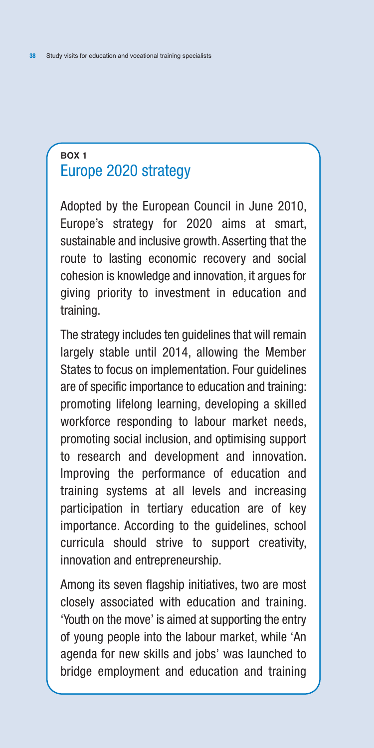**BOX 1**

## Europe 2020 strategy

Adopted by the European Council in June 2010, Europe's strategy for 2020 aims at smart, sustainable and inclusive growth. Asserting that the route to lasting economic recovery and social cohesion is knowledge and innovation, it argues for giving priority to investment in education and training.

The strategy includes ten guidelines that will remain largely stable until 2014, allowing the Member States to focus on implementation. Four guidelines are of specific importance to education and training: promoting lifelong learning, developing a skilled workforce responding to labour market needs, promoting social inclusion, and optimising support to research and development and innovation. Improving the performance of education and training systems at all levels and increasing participation in tertiary education are of key importance. According to the guidelines, school curricula should strive to support creativity, innovation and entrepreneurship.

Among its seven flagship initiatives, two are most closely associated with education and training. 'Youth on the move' is aimed at supporting the entry of young people into the labour market, while 'An agenda for new skills and jobs' was launched to bridge employment and education and training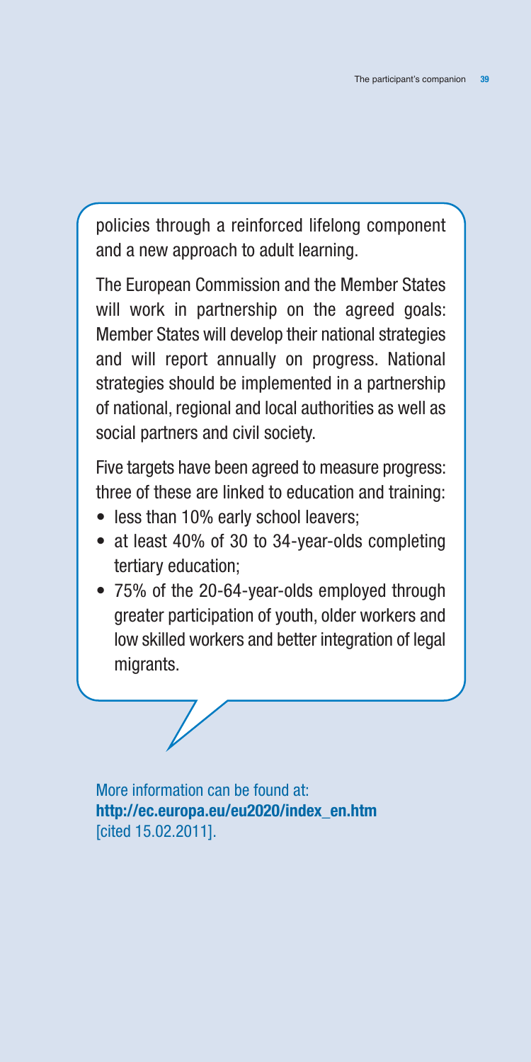policies through a reinforced lifelong component and a new approach to adult learning.

The European Commission and the Member States will work in partnership on the agreed goals: Member States will develop their national strategies and will report annually on progress. National strategies should be implemented in a partnership of national, regional and local authorities as well as social partners and civil society.

Five targets have been agreed to measure progress: three of these are linked to education and training:

- less than 10% early school leavers;
- at least 40% of 30 to 34-year-olds completing tertiary education;
- 75% of the 20-64-year-olds employed through greater participation of youth, older workers and low skilled workers and better integration of legal migrants.

More information can be found at:
**http://ec.europa.eu/eu2020/index_en.htm**
[cited 15.02.2011].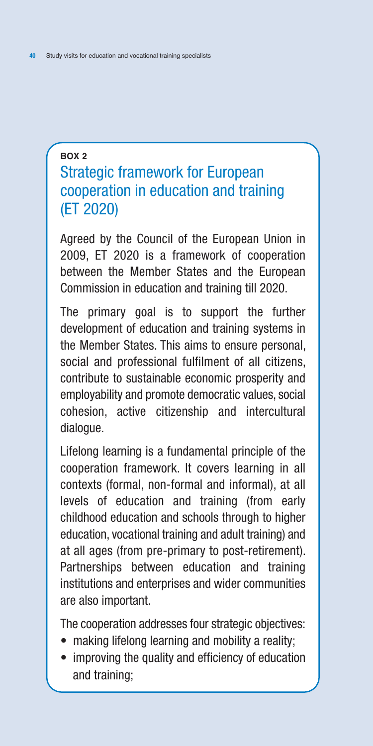**BOX 2**

## Strategic framework for European cooperation in education and training (ET 2020)

Agreed by the Council of the European Union in 2009, ET 2020 is a framework of cooperation between the Member States and the European Commission in education and training till 2020.

The primary goal is to support the further development of education and training systems in the Member States. This aims to ensure personal, social and professional fulfilment of all citizens, contribute to sustainable economic prosperity and employability and promote democratic values, social cohesion, active citizenship and intercultural dialogue.

Lifelong learning is a fundamental principle of the cooperation framework. It covers learning in all contexts (formal, non-formal and informal), at all levels of education and training (from early childhood education and schools through to higher education, vocational training and adult training) and at all ages (from pre-primary to post-retirement). Partnerships between education and training institutions and enterprises and wider communities are also important.

The cooperation addresses four strategic objectives:

- making lifelong learning and mobility a reality;
- improving the quality and efficiency of education and training;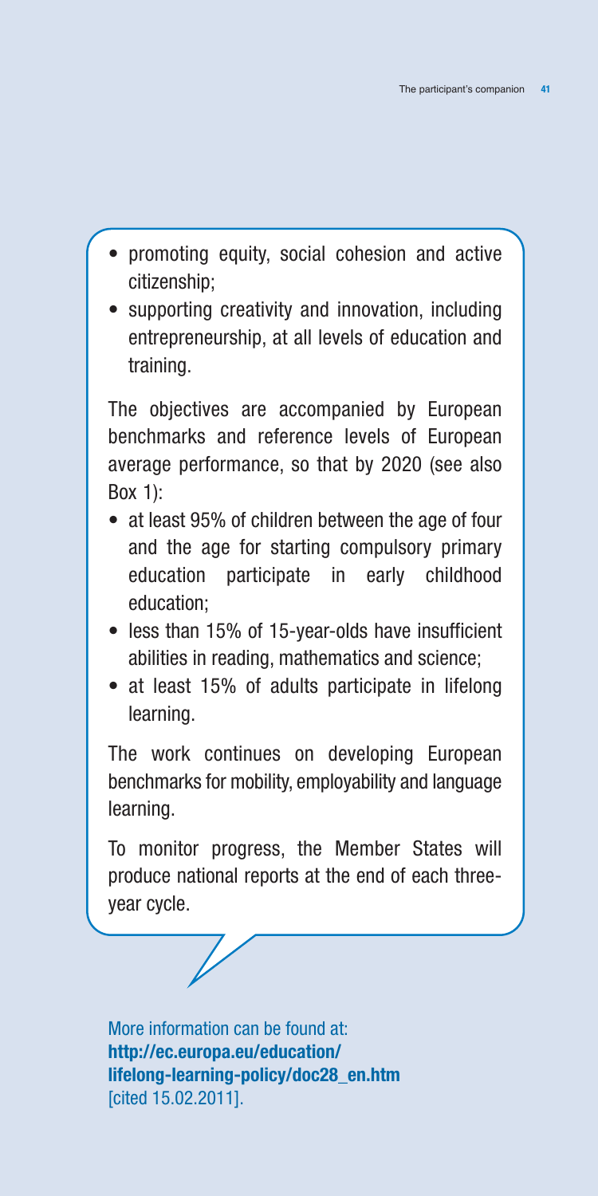- promoting equity, social cohesion and active citizenship;
- supporting creativity and innovation, including entrepreneurship, at all levels of education and training.

The objectives are accompanied by European benchmarks and reference levels of European average performance, so that by 2020 (see also Box 1):

- at least 95% of children between the age of four and the age for starting compulsory primary education participate in early childhood education;
- less than 15% of 15-year-olds have insufficient abilities in reading, mathematics and science;
- at least 15% of adults participate in lifelong learning.

The work continues on developing European benchmarks for mobility, employability and language learning.

To monitor progress, the Member States will produce national reports at the end of each three-year cycle.

More information can be found at: **http://ec.europa.eu/education/lifelong-learning-policy/doc28_en.htm** [cited 15.02.2011].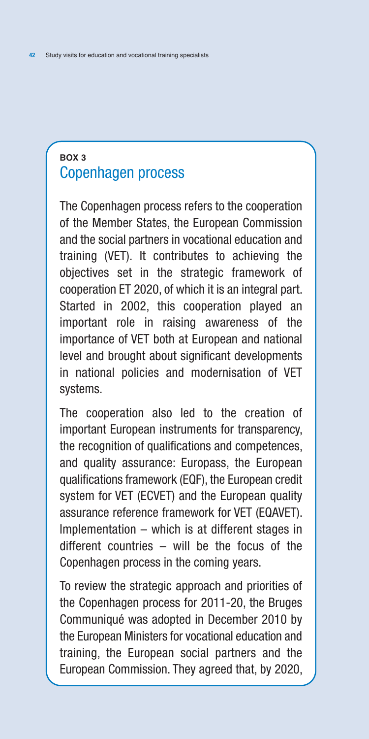**BOX 3**

## Copenhagen process

The Copenhagen process refers to the cooperation of the Member States, the European Commission and the social partners in vocational education and training (VET). It contributes to achieving the objectives set in the strategic framework of cooperation ET 2020, of which it is an integral part. Started in 2002, this cooperation played an important role in raising awareness of the importance of VET both at European and national level and brought about significant developments in national policies and modernisation of VET systems.

The cooperation also led to the creation of important European instruments for transparency, the recognition of qualifications and competences, and quality assurance: Europass, the European qualifications framework (EQF), the European credit system for VET (ECVET) and the European quality assurance reference framework for VET (EQAVET). Implementation – which is at different stages in different countries – will be the focus of the Copenhagen process in the coming years.

To review the strategic approach and priorities of the Copenhagen process for 2011-20, the Bruges Communiqué was adopted in December 2010 by the European Ministers for vocational education and training, the European social partners and the European Commission. They agreed that, by 2020,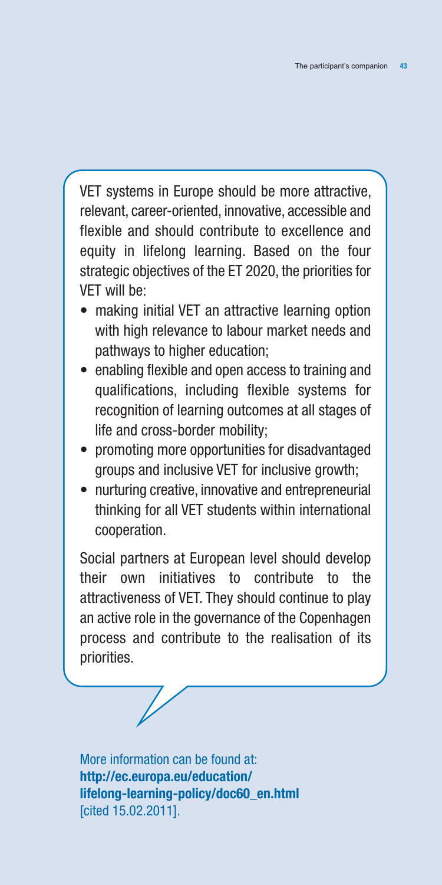VET systems in Europe should be more attractive, relevant, career-oriented, innovative, accessible and flexible and should contribute to excellence and equity in lifelong learning. Based on the four strategic objectives of the ET 2020, the priorities for VET will be:

- making initial VET an attractive learning option with high relevance to labour market needs and pathways to higher education;
- enabling flexible and open access to training and qualifications, including flexible systems for recognition of learning outcomes at all stages of life and cross-border mobility;
- promoting more opportunities for disadvantaged groups and inclusive VET for inclusive growth;
- nurturing creative, innovative and entrepreneurial thinking for all VET students within international cooperation.

Social partners at European level should develop their own initiatives to contribute to the attractiveness of VET. They should continue to play an active role in the governance of the Copenhagen process and contribute to the realisation of its priorities.

More information can be found at:
**http://ec.europa.eu/education/lifelong-learning-policy/doc60_en.html**
[cited 15.02.2011].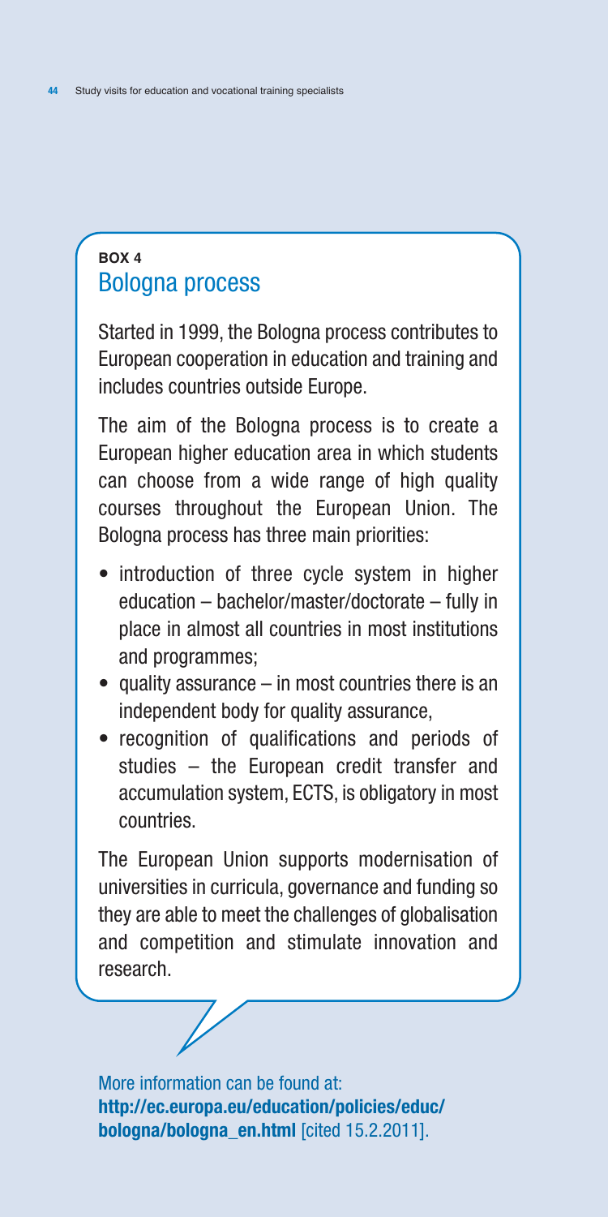**BOX 4**

## Bologna process

Started in 1999, the Bologna process contributes to European cooperation in education and training and includes countries outside Europe.

The aim of the Bologna process is to create a European higher education area in which students can choose from a wide range of high quality courses throughout the European Union. The Bologna process has three main priorities:

- introduction of three cycle system in higher education – bachelor/master/doctorate – fully in place in almost all countries in most institutions and programmes;
- quality assurance – in most countries there is an independent body for quality assurance,
- recognition of qualifications and periods of studies – the European credit transfer and accumulation system, ECTS, is obligatory in most countries.

The European Union supports modernisation of universities in curricula, governance and funding so they are able to meet the challenges of globalisation and competition and stimulate innovation and research.

More information can be found at: **http://ec.europa.eu/education/policies/educ/bologna/bologna_en.html** [cited 15.2.2011].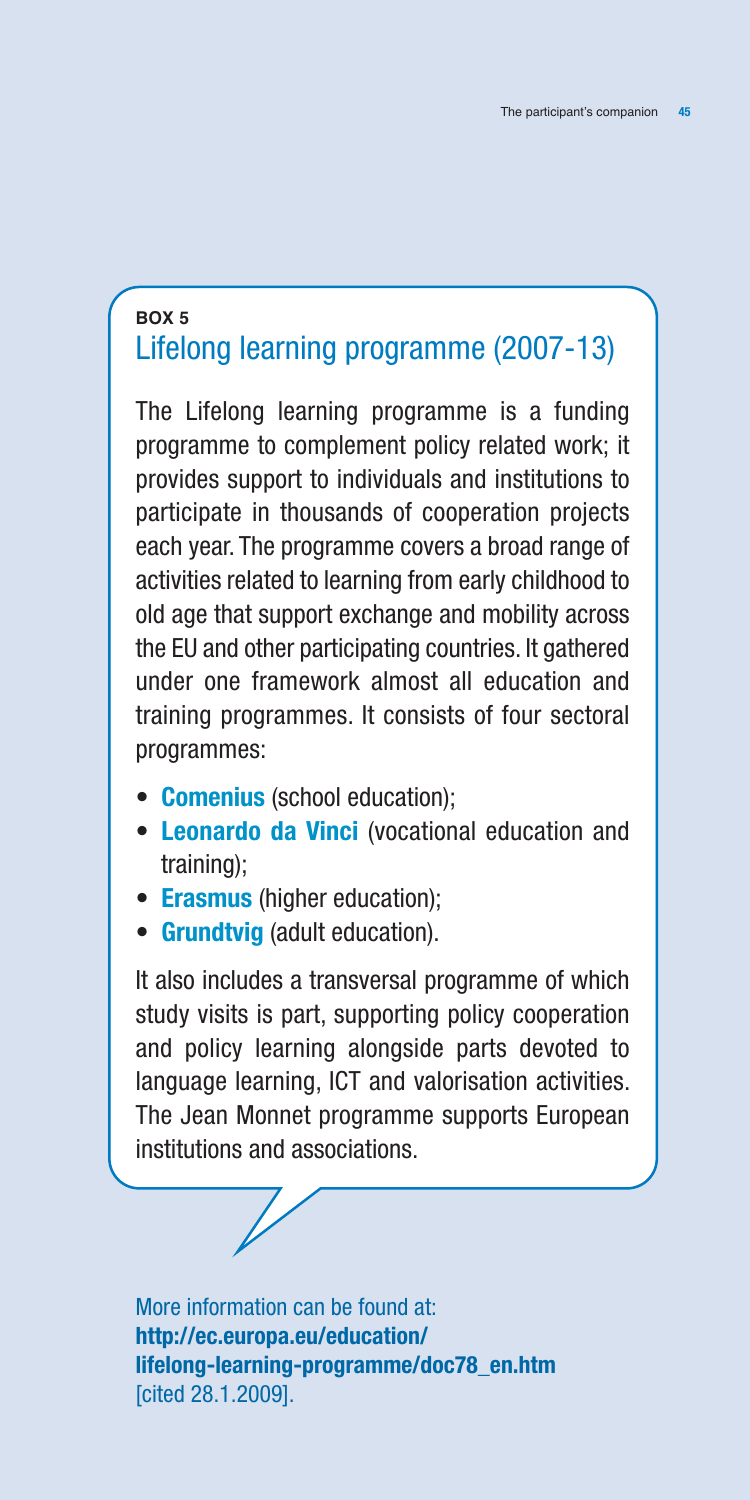**BOX 5**

## Lifelong learning programme (2007-13)

The Lifelong learning programme is a funding programme to complement policy related work; it provides support to individuals and institutions to participate in thousands of cooperation projects each year. The programme covers a broad range of activities related to learning from early childhood to old age that support exchange and mobility across the EU and other participating countries. It gathered under one framework almost all education and training programmes. It consists of four sectoral programmes:

- **Comenius** (school education);
- **Leonardo da Vinci** (vocational education and training);
- **Erasmus** (higher education);
- **Grundtvig** (adult education).

It also includes a transversal programme of which study visits is part, supporting policy cooperation and policy learning alongside parts devoted to language learning, ICT and valorisation activities. The Jean Monnet programme supports European institutions and associations.

More information can be found at: **http://ec.europa.eu/education/lifelong-learning-programme/doc78_en.htm** [cited 28.1.2009].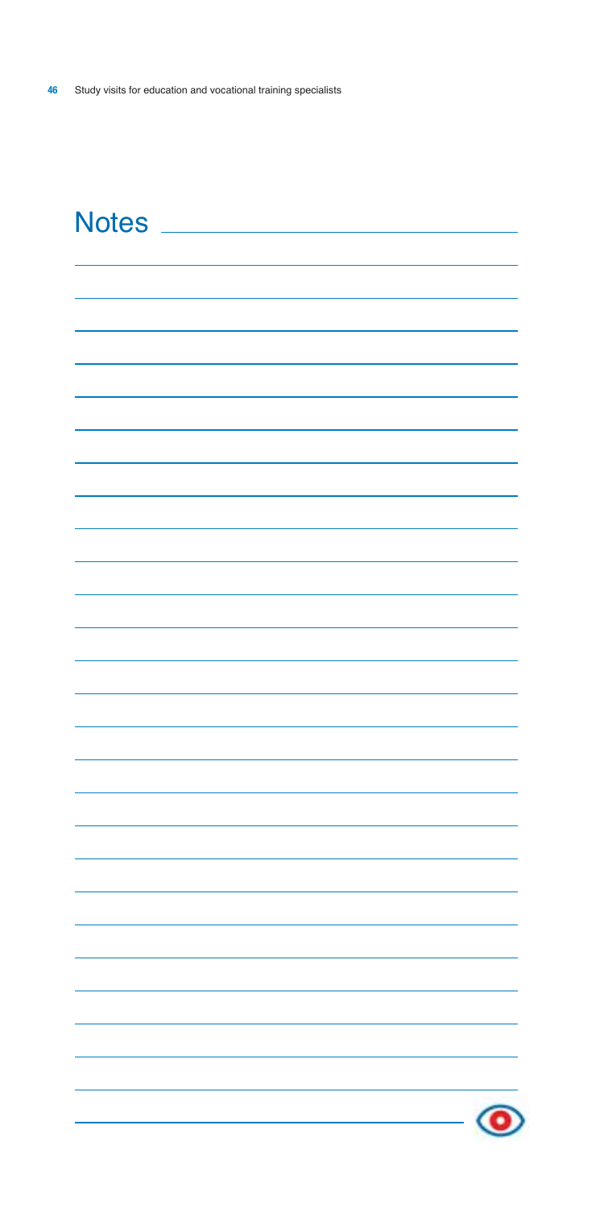# Notes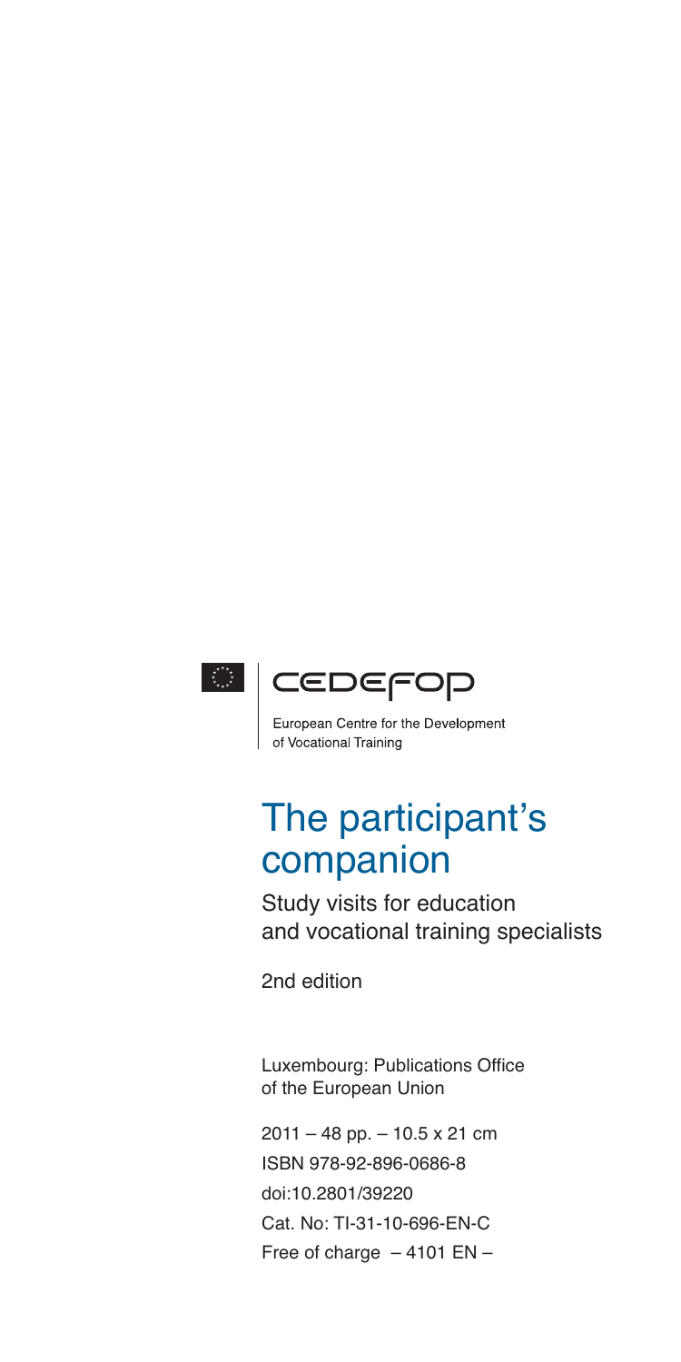CEDEFOP

European Centre for the Development of Vocational Training

# The participant's companion

Study visits for education and vocational training specialists

2nd edition

Luxembourg: Publications Office of the European Union

2011 – 48 pp. – 10.5 x 21 cm

ISBN 978-92-896-0686-8

doi:10.2801/39220

Cat. No: TI-31-10-696-EN-C

Free of charge – 4101 EN –